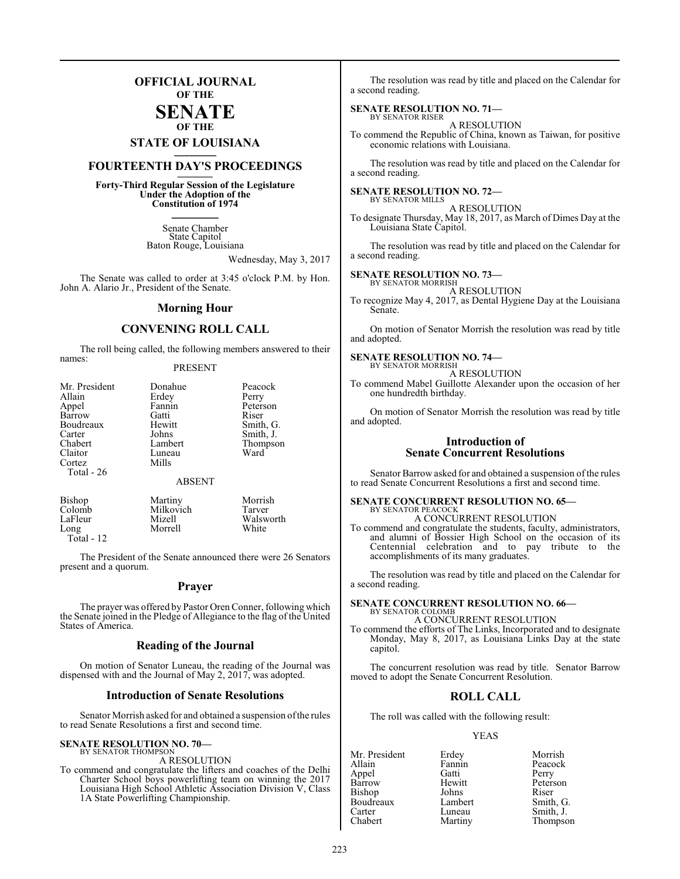# OFFICIAL JOURNAL OF THE SENATE OF THE STATE OF LOUISIANA

## FOURTEENTH DAY'S PROCEEDINGS

**Forty-Third Regular Session of the Legislature Under the Adoption of the Constitution of 1974**

Senate Chamber
State Capitol
Baton Rouge, Louisiana

Wednesday, May 3, 2017

The Senate was called to order at 3:45 o'clock P.M. by Hon. John A. Alario Jr., President of the Senate.

## Morning Hour

## CONVENING ROLL CALL

The roll being called, the following members answered to their names:

PRESENT

| | | |
|---|---|---|
| Mr. President | Donahue | Peacock |
| Allain | Erdey | Perry |
| Appel | Fannin | Peterson |
| Barrow | Gatti | Riser |
| Boudreaux | Hewitt | Smith, G. |
| Carter | Johns | Smith, J. |
| Chabert | Lambert | Thompson |
| Claitor | Luneau | Ward |
| Cortez | Mills | |

Total - 26

ABSENT

| | | |
|---|---|---|
| Bishop | Martiny | Morrish |
| Colomb | Milkovich | Tarver |
| LaFleur | Mizell | Walsworth |
| Long | Morrell | White |

Total - 12

The President of the Senate announced there were 26 Senators present and a quorum.

## Prayer

The prayer was offered by Pastor Oren Conner, following which the Senate joined in the Pledge of Allegiance to the flag of the United States of America.

## Reading of the Journal

On motion of Senator Luneau, the reading of the Journal was dispensed with and the Journal of May 2, 2017, was adopted.

## Introduction of Senate Resolutions

Senator Morrish asked for and obtained a suspension of the rules to read Senate Resolutions a first and second time.

**SENATE RESOLUTION NO. 70—**
BY SENATOR THOMPSON

A RESOLUTION

To commend and congratulate the lifters and coaches of the Delhi Charter School boys powerlifting team on winning the 2017 Louisiana High School Athletic Association Division V, Class 1A State Powerlifting Championship.

The resolution was read by title and placed on the Calendar for a second reading.

**SENATE RESOLUTION NO. 71—**
BY SENATOR RISER

A RESOLUTION

To commend the Republic of China, known as Taiwan, for positive economic relations with Louisiana.

The resolution was read by title and placed on the Calendar for a second reading.

**SENATE RESOLUTION NO. 72—**
BY SENATOR MILLS

A RESOLUTION

To designate Thursday, May 18, 2017, as March of Dimes Day at the Louisiana State Capitol.

The resolution was read by title and placed on the Calendar for a second reading.

**SENATE RESOLUTION NO. 73—**
BY SENATOR MORRISH

A RESOLUTION

To recognize May 4, 2017, as Dental Hygiene Day at the Louisiana Senate.

On motion of Senator Morrish the resolution was read by title and adopted.

**SENATE RESOLUTION NO. 74—**
BY SENATOR MORRISH

A RESOLUTION

To commend Mabel Guillotte Alexander upon the occasion of her one hundredth birthday.

On motion of Senator Morrish the resolution was read by title and adopted.

## Introduction of Senate Concurrent Resolutions

Senator Barrow asked for and obtained a suspension of the rules to read Senate Concurrent Resolutions a first and second time.

**SENATE CONCURRENT RESOLUTION NO. 65—**
BY SENATOR PEACOCK

A CONCURRENT RESOLUTION

To commend and congratulate the students, faculty, administrators, and alumni of Bossier High School on the occasion of its Centennial celebration and to pay tribute to the accomplishments of its many graduates.

The resolution was read by title and placed on the Calendar for a second reading.

**SENATE CONCURRENT RESOLUTION NO. 66—**
BY SENATOR COLOMB

A CONCURRENT RESOLUTION

To commend the efforts of The Links, Incorporated and to designate Monday, May 8, 2017, as Louisiana Links Day at the state capitol.

The concurrent resolution was read by title. Senator Barrow moved to adopt the Senate Concurrent Resolution.

## ROLL CALL

The roll was called with the following result:

YEAS

| | | |
|---|---|---|
| Mr. President | Erdey | Morrish |
| Allain | Fannin | Peacock |
| Appel | Gatti | Perry |
| Barrow | Hewitt | Peterson |
| Bishop | Johns | Riser |
| Boudreaux | Lambert | Smith, G. |
| Carter | Luneau | Smith, J. |
| Chabert | Martiny | Thompson |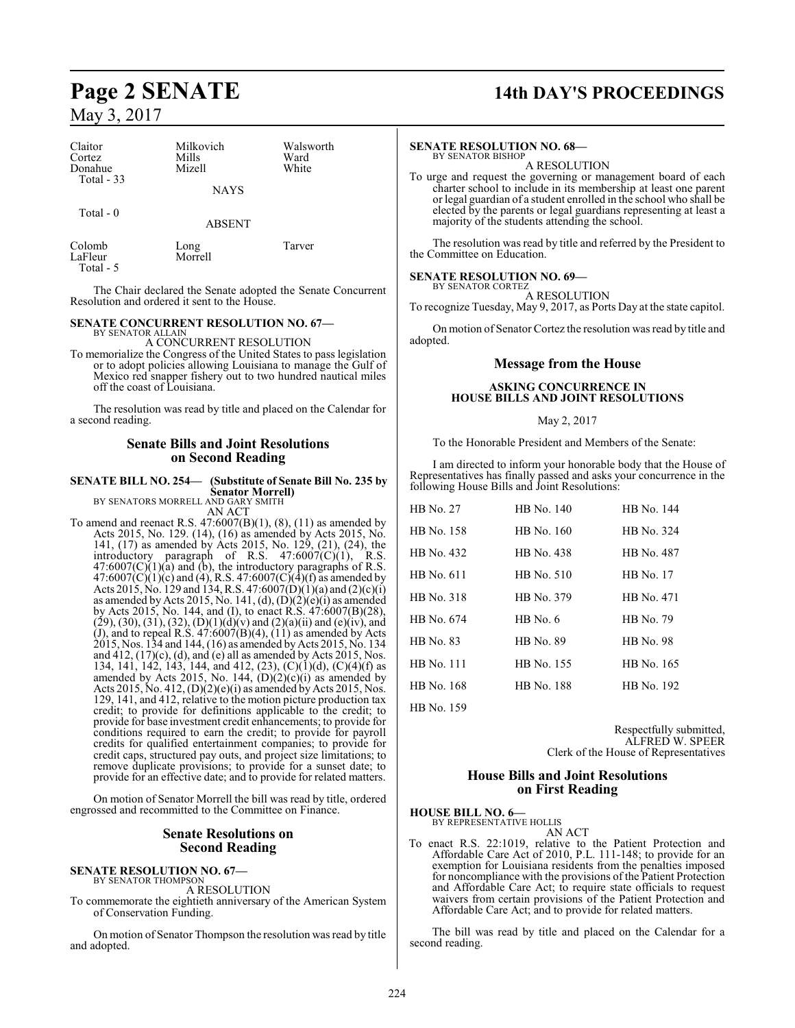| Claitor | Milkovich | Walsworth |
|---|---|---|
| Cortez | Mills | Ward |
| Donahue | Mizell | White |

Total - 33

NAYS

Total - 0

ABSENT

| Colomb | Long | Tarver |
|---|---|---|
| LaFleur | Morrell | |

Total - 5

The Chair declared the Senate adopted the Senate Concurrent Resolution and ordered it sent to the House.

**SENATE CONCURRENT RESOLUTION NO. 67—**
BY SENATOR ALLAIN

A CONCURRENT RESOLUTION

To memorialize the Congress of the United States to pass legislation or to adopt policies allowing Louisiana to manage the Gulf of Mexico red snapper fishery out to two hundred nautical miles off the coast of Louisiana.

The resolution was read by title and placed on the Calendar for a second reading.

## Senate Bills and Joint Resolutions on Second Reading

**SENATE BILL NO. 254— (Substitute of Senate Bill No. 235 by Senator Morrell)**
BY SENATORS MORRELL AND GARY SMITH

AN ACT

To amend and reenact R.S. 47:6007(B)(1), (8), (11) as amended by Acts 2015, No. 129. (14), (16) as amended by Acts 2015, No. 141, (17) as amended by Acts 2015, No. 129, (21), (24), the introductory paragraph of R.S. 47:6007(C)(1), R.S. 47:6007(C)(1)(a) and (b), the introductory paragraphs of R.S. 47:6007(C)(1)(c) and (4), R.S. 47:6007(C)(4)(f) as amended by Acts 2015, No. 129 and 134, R.S. 47:6007(D)(1)(a) and (2)(c)(i) as amended by Acts 2015, No. 141, (d), (D)(2)(e)(i) as amended by Acts 2015, No. 144, and (I), to enact R.S. 47:6007(B)(28), (29), (30), (31), (32), (D)(1)(d)(v) and (2)(a)(ii) and (e)(iv), and (J), and to repeal R.S. 47:6007(B)(4), (11) as amended by Acts 2015, Nos. 134 and 144, (16) as amended by Acts 2015, No. 134 and 412, (17)(c), (d), and (e) all as amended by Acts 2015, Nos. 134, 141, 142, 143, 144, and 412, (23), (C)(1)(d), (C)(4)(f) as amended by Acts 2015, No. 144, (D)(2)(c)(i) as amended by Acts 2015, No. 412, (D)(2)(e)(i) as amended by Acts 2015, Nos. 129, 141, and 412, relative to the motion picture production tax credit; to provide for definitions applicable to the credit; to provide for base investment credit enhancements; to provide for conditions required to earn the credit; to provide for payroll credits for qualified entertainment companies; to provide for credit caps, structured pay outs, and project size limitations; to remove duplicate provisions; to provide for a sunset date; to provide for an effective date; and to provide for related matters.

On motion of Senator Morrell the bill was read by title, ordered engrossed and recommitted to the Committee on Finance.

## Senate Resolutions on Second Reading

**SENATE RESOLUTION NO. 67—**
BY SENATOR THOMPSON

A RESOLUTION

To commemorate the eightieth anniversary of the American System of Conservation Funding.

On motion of Senator Thompson the resolution was read by title and adopted.

**SENATE RESOLUTION NO. 68—**
BY SENATOR BISHOP

A RESOLUTION

To urge and request the governing or management board of each charter school to include in its membership at least one parent or legal guardian of a student enrolled in the school who shall be elected by the parents or legal guardians representing at least a majority of the students attending the school.

The resolution was read by title and referred by the President to the Committee on Education.

**SENATE RESOLUTION NO. 69—**
BY SENATOR CORTEZ

A RESOLUTION

To recognize Tuesday, May 9, 2017, as Ports Day at the state capitol.

On motion of Senator Cortez the resolution was read by title and adopted.

## Message from the House

### ASKING CONCURRENCE IN HOUSE BILLS AND JOINT RESOLUTIONS

May 2, 2017

To the Honorable President and Members of the Senate:

I am directed to inform your honorable body that the House of Representatives has finally passed and asks your concurrence in the following House Bills and Joint Resolutions:

| HB No. 27 | HB No. 140 | HB No. 144 |
|---|---|---|
| HB No. 158 | HB No. 160 | HB No. 324 |
| HB No. 432 | HB No. 438 | HB No. 487 |
| HB No. 611 | HB No. 510 | HB No. 17 |
| HB No. 318 | HB No. 379 | HB No. 471 |
| HB No. 674 | HB No. 6 | HB No. 79 |
| HB No. 83 | HB No. 89 | HB No. 98 |
| HB No. 111 | HB No. 155 | HB No. 165 |
| HB No. 168 | HB No. 188 | HB No. 192 |
| HB No. 159 | | |

Respectfully submitted,
ALFRED W. SPEER
Clerk of the House of Representatives

## House Bills and Joint Resolutions on First Reading

**HOUSE BILL NO. 6—**
BY REPRESENTATIVE HOLLIS

AN ACT

To enact R.S. 22:1019, relative to the Patient Protection and Affordable Care Act of 2010, P.L. 111-148; to provide for an exemption for Louisiana residents from the penalties imposed for noncompliance with the provisions of the Patient Protection and Affordable Care Act; to require state officials to request waivers from certain provisions of the Patient Protection and Affordable Care Act; and to provide for related matters.

The bill was read by title and placed on the Calendar for a second reading.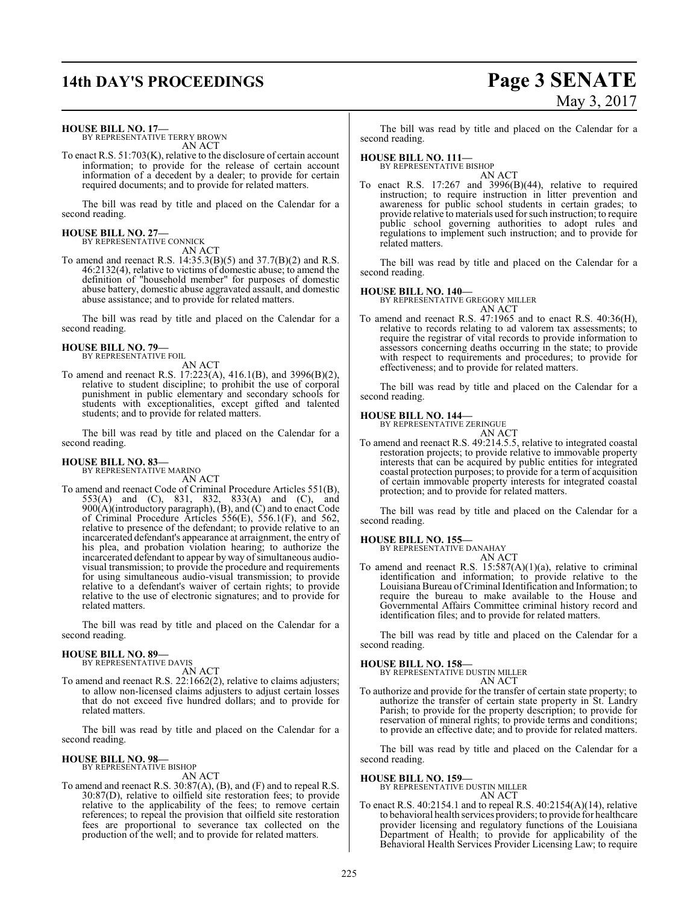**HOUSE BILL NO. 17—**
BY REPRESENTATIVE TERRY BROWN
AN ACT

To enact R.S. 51:703(K), relative to the disclosure of certain account information; to provide for the release of certain account information of a decedent by a dealer; to provide for certain required documents; and to provide for related matters.

The bill was read by title and placed on the Calendar for a second reading.

**HOUSE BILL NO. 27—**
BY REPRESENTATIVE CONNICK
AN ACT

To amend and reenact R.S. 14:35.3(B)(5) and 37.7(B)(2) and R.S. 46:2132(4), relative to victims of domestic abuse; to amend the definition of "household member" for purposes of domestic abuse battery, domestic abuse aggravated assault, and domestic abuse assistance; and to provide for related matters.

The bill was read by title and placed on the Calendar for a second reading.

**HOUSE BILL NO. 79—**
BY REPRESENTATIVE FOIL
AN ACT

To amend and reenact R.S. 17:223(A), 416.1(B), and 3996(B)(2), relative to student discipline; to prohibit the use of corporal punishment in public elementary and secondary schools for students with exceptionalities, except gifted and talented students; and to provide for related matters.

The bill was read by title and placed on the Calendar for a second reading.

**HOUSE BILL NO. 83—**
BY REPRESENTATIVE MARINO
AN ACT

To amend and reenact Code of Criminal Procedure Articles 551(B), 553(A) and (C), 831, 832, 833(A) and (C), and 900(A)(introductory paragraph), (B), and (C) and to enact Code of Criminal Procedure Articles 556(E), 556.1(F), and 562, relative to presence of the defendant; to provide relative to an incarcerated defendant's appearance at arraignment, the entry of his plea, and probation violation hearing; to authorize the incarcerated defendant to appear by way of simultaneous audio-visual transmission; to provide the procedure and requirements for using simultaneous audio-visual transmission; to provide relative to a defendant's waiver of certain rights; to provide relative to the use of electronic signatures; and to provide for related matters.

The bill was read by title and placed on the Calendar for a second reading.

**HOUSE BILL NO. 89—**
BY REPRESENTATIVE DAVIS
AN ACT

To amend and reenact R.S. 22:1662(2), relative to claims adjusters; to allow non-licensed claims adjusters to adjust certain losses that do not exceed five hundred dollars; and to provide for related matters.

The bill was read by title and placed on the Calendar for a second reading.

**HOUSE BILL NO. 98—**
BY REPRESENTATIVE BISHOP
AN ACT

To amend and reenact R.S. 30:87(A), (B), and (F) and to repeal R.S. 30:87(D), relative to oilfield site restoration fees; to provide relative to the applicability of the fees; to remove certain references; to repeal the provision that oilfield site restoration fees are proportional to severance tax collected on the production of the well; and to provide for related matters.

The bill was read by title and placed on the Calendar for a second reading.

**HOUSE BILL NO. 111—**
BY REPRESENTATIVE BISHOP
AN ACT

To enact R.S. 17:267 and 3996(B)(44), relative to required instruction; to require instruction in litter prevention and awareness for public school students in certain grades; to provide relative to materials used for such instruction; to require public school governing authorities to adopt rules and regulations to implement such instruction; and to provide for related matters.

The bill was read by title and placed on the Calendar for a second reading.

**HOUSE BILL NO. 140—**
BY REPRESENTATIVE GREGORY MILLER
AN ACT

To amend and reenact R.S. 47:1965 and to enact R.S. 40:36(H), relative to records relating to ad valorem tax assessments; to require the registrar of vital records to provide information to assessors concerning deaths occurring in the state; to provide with respect to requirements and procedures; to provide for effectiveness; and to provide for related matters.

The bill was read by title and placed on the Calendar for a second reading.

**HOUSE BILL NO. 144—**
BY REPRESENTATIVE ZERINGUE
AN ACT

To amend and reenact R.S. 49:214.5.5, relative to integrated coastal restoration projects; to provide relative to immovable property interests that can be acquired by public entities for integrated coastal protection purposes; to provide for a term of acquisition of certain immovable property interests for integrated coastal protection; and to provide for related matters.

The bill was read by title and placed on the Calendar for a second reading.

**HOUSE BILL NO. 155—**
BY REPRESENTATIVE DANAHAY
AN ACT

To amend and reenact R.S. 15:587(A)(1)(a), relative to criminal identification and information; to provide relative to the Louisiana Bureau of Criminal Identification and Information; to require the bureau to make available to the House and Governmental Affairs Committee criminal history record and identification files; and to provide for related matters.

The bill was read by title and placed on the Calendar for a second reading.

**HOUSE BILL NO. 158—**
BY REPRESENTATIVE DUSTIN MILLER
AN ACT

To authorize and provide for the transfer of certain state property; to authorize the transfer of certain state property in St. Landry Parish; to provide for the property description; to provide for reservation of mineral rights; to provide terms and conditions; to provide an effective date; and to provide for related matters.

The bill was read by title and placed on the Calendar for a second reading.

**HOUSE BILL NO. 159—**
BY REPRESENTATIVE DUSTIN MILLER
AN ACT

To enact R.S. 40:2154.1 and to repeal R.S. 40:2154(A)(14), relative to behavioral health services providers; to provide for healthcare provider licensing and regulatory functions of the Louisiana Department of Health; to provide for applicability of the Behavioral Health Services Provider Licensing Law; to require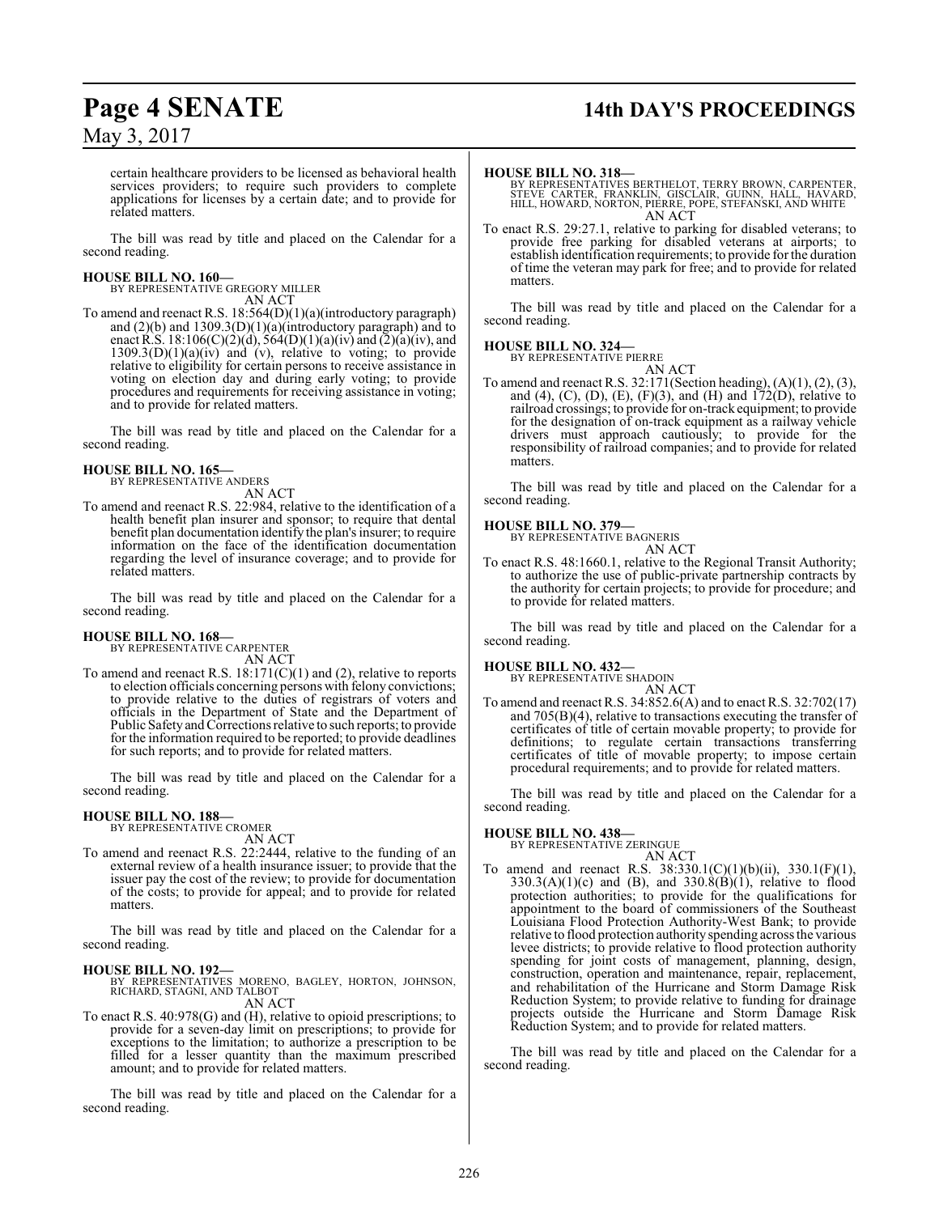certain healthcare providers to be licensed as behavioral health services providers; to require such providers to complete applications for licenses by a certain date; and to provide for related matters.

The bill was read by title and placed on the Calendar for a second reading.

**HOUSE BILL NO. 160—**
BY REPRESENTATIVE GREGORY MILLER
AN ACT

To amend and reenact R.S. 18:564(D)(1)(a)(introductory paragraph) and (2)(b) and 1309.3(D)(1)(a)(introductory paragraph) and to enact R.S. 18:106(C)(2)(d), 564(D)(1)(a)(iv) and (2)(a)(iv), and 1309.3(D)(1)(a)(iv) and (v), relative to voting; to provide relative to eligibility for certain persons to receive assistance in voting on election day and during early voting; to provide procedures and requirements for receiving assistance in voting; and to provide for related matters.

The bill was read by title and placed on the Calendar for a second reading.

**HOUSE BILL NO. 165—**
BY REPRESENTATIVE ANDERS
AN ACT

To amend and reenact R.S. 22:984, relative to the identification of a health benefit plan insurer and sponsor; to require that dental benefit plan documentation identify the plan's insurer; to require information on the face of the identification documentation regarding the level of insurance coverage; and to provide for related matters.

The bill was read by title and placed on the Calendar for a second reading.

**HOUSE BILL NO. 168—**
BY REPRESENTATIVE CARPENTER
AN ACT

To amend and reenact R.S. 18:171(C)(1) and (2), relative to reports to election officials concerning persons with felony convictions; to provide relative to the duties of registrars of voters and officials in the Department of State and the Department of Public Safety and Corrections relative to such reports; to provide for the information required to be reported; to provide deadlines for such reports; and to provide for related matters.

The bill was read by title and placed on the Calendar for a second reading.

**HOUSE BILL NO. 188—**
BY REPRESENTATIVE CROMER
AN ACT

To amend and reenact R.S. 22:2444, relative to the funding of an external review of a health insurance issuer; to provide that the issuer pay the cost of the review; to provide for documentation of the costs; to provide for appeal; and to provide for related matters.

The bill was read by title and placed on the Calendar for a second reading.

**HOUSE BILL NO. 192—**
BY REPRESENTATIVES MORENO, BAGLEY, HORTON, JOHNSON, RICHARD, STAGNI, AND TALBOT
AN ACT

To enact R.S. 40:978(G) and (H), relative to opioid prescriptions; to provide for a seven-day limit on prescriptions; to provide for exceptions to the limitation; to authorize a prescription to be filled for a lesser quantity than the maximum prescribed amount; and to provide for related matters.

The bill was read by title and placed on the Calendar for a second reading.

**HOUSE BILL NO. 318—**
BY REPRESENTATIVES BERTHELOT, TERRY BROWN, CARPENTER, STEVE CARTER, FRANKLIN, GISCLAIR, GUINN, HALL, HAVARD, HILL, HOWARD, NORTON, PIERRE, POPE, STEFANSKI, AND WHITE
AN ACT

To enact R.S. 29:27.1, relative to parking for disabled veterans; to provide free parking for disabled veterans at airports; to establish identification requirements; to provide for the duration of time the veteran may park for free; and to provide for related matters.

The bill was read by title and placed on the Calendar for a second reading.

**HOUSE BILL NO. 324—**
BY REPRESENTATIVE PIERRE
AN ACT

To amend and reenact R.S. 32:171(Section heading), (A)(1), (2), (3), and (4), (C), (D), (E), (F)(3), and (H) and 172(D), relative to railroad crossings; to provide for on-track equipment; to provide for the designation of on-track equipment as a railway vehicle drivers must approach cautiously; to provide for the responsibility of railroad companies; and to provide for related matters.

The bill was read by title and placed on the Calendar for a second reading.

**HOUSE BILL NO. 379—**
BY REPRESENTATIVE BAGNERIS
AN ACT

To enact R.S. 48:1660.1, relative to the Regional Transit Authority; to authorize the use of public-private partnership contracts by the authority for certain projects; to provide for procedure; and to provide for related matters.

The bill was read by title and placed on the Calendar for a second reading.

**HOUSE BILL NO. 432—**
BY REPRESENTATIVE SHADOIN
AN ACT

To amend and reenact R.S. 34:852.6(A) and to enact R.S. 32:702(17) and 705(B)(4), relative to transactions executing the transfer of certificates of title of certain movable property; to provide for definitions; to regulate certain transactions transferring certificates of title of movable property; to impose certain procedural requirements; and to provide for related matters.

The bill was read by title and placed on the Calendar for a second reading.

**HOUSE BILL NO. 438—**
BY REPRESENTATIVE ZERINGUE
AN ACT

To amend and reenact R.S. 38:330.1(C)(1)(b)(ii), 330.1(F)(1), 330.3(A)(1)(c) and (B), and 330.8(B)(1), relative to flood protection authorities; to provide for the qualifications for appointment to the board of commissioners of the Southeast Louisiana Flood Protection Authority-West Bank; to provide relative to flood protection authority spending across the various levee districts; to provide relative to flood protection authority spending for joint costs of management, planning, design, construction, operation and maintenance, repair, replacement, and rehabilitation of the Hurricane and Storm Damage Risk Reduction System; to provide relative to funding for drainage projects outside the Hurricane and Storm Damage Risk Reduction System; and to provide for related matters.

The bill was read by title and placed on the Calendar for a second reading.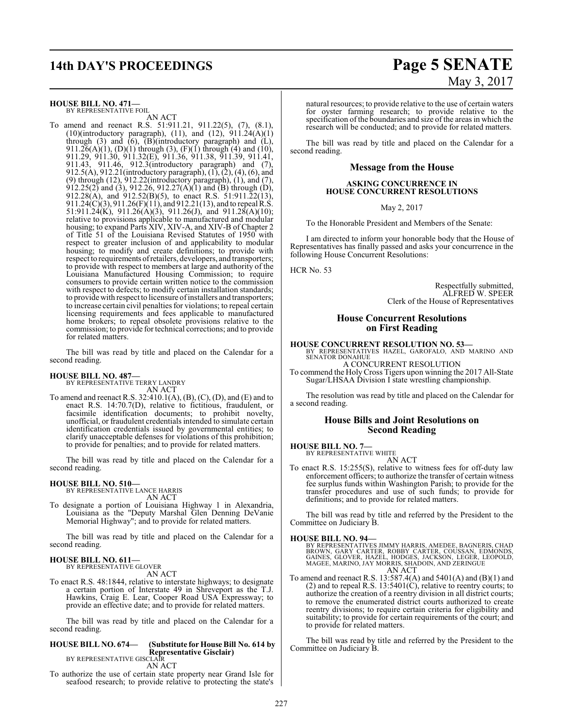**HOUSE BILL NO. 471—**
BY REPRESENTATIVE FOIL

AN ACT

To amend and reenact R.S. 51:911.21, 911.22(5), (7), (8.1), (10)(introductory paragraph), (11), and (12), 911.24(A)(1) through (3) and (6), (B)(introductory paragraph) and (L), 911.26(A)(1), (D)(1) through (3), (F)(1) through (4) and (10), 911.29, 911.30, 911.32(E), 911.36, 911.38, 911.39, 911.41, 911.43, 911.46, 912.3(introductory paragraph) and (7), 912.5(A), 912.21(introductory paragraph), (1), (2), (4), (6), and (9) through (12), 912.22(introductory paragraph), (1), and (7), 912.25(2) and (3), 912.26, 912.27(A)(1) and (B) through (D), 912.28(A), and 912.52(B)(5), to enact R.S. 51:911.22(13), 911.24(C)(3), 911.26(F)(11), and 912.21(13), and to repeal R.S. 51:911.24(K), 911.26(A)(3), 911.26(J), and 911.28(A)(10); relative to provisions applicable to manufactured and modular housing; to expand Parts XIV, XIV-A, and XIV-B of Chapter 2 of Title 51 of the Louisiana Revised Statutes of 1950 with respect to greater inclusion of and applicability to modular housing; to modify and create definitions; to provide with respect to requirements of retailers, developers, and transporters; to provide with respect to members at large and authority of the Louisiana Manufactured Housing Commission; to require consumers to provide certain written notice to the commission with respect to defects; to modify certain installation standards; to provide with respect to licensure of installers and transporters; to increase certain civil penalties for violations; to repeal certain licensing requirements and fees applicable to manufactured home brokers; to repeal obsolete provisions relative to the commission; to provide for technical corrections; and to provide for related matters.

The bill was read by title and placed on the Calendar for a second reading.

**HOUSE BILL NO. 487—**
BY REPRESENTATIVE TERRY LANDRY

AN ACT

To amend and reenact R.S. 32:410.1(A), (B), (C), (D), and (E) and to enact R.S. 14:70.7(D), relative to fictitious, fraudulent, or facsimile identification documents; to prohibit novelty, unofficial, or fraudulent credentials intended to simulate certain identification credentials issued by governmental entities; to clarify unacceptable defenses for violations of this prohibition; to provide for penalties; and to provide for related matters.

The bill was read by title and placed on the Calendar for a second reading.

**HOUSE BILL NO. 510—**
BY REPRESENTATIVE LANCE HARRIS

AN ACT

To designate a portion of Louisiana Highway 1 in Alexandria, Louisiana as the "Deputy Marshal Glen Denning DeVanie Memorial Highway"; and to provide for related matters.

The bill was read by title and placed on the Calendar for a second reading.

**HOUSE BILL NO. 611—**
BY REPRESENTATIVE GLOVER

AN ACT

To enact R.S. 48:1844, relative to interstate highways; to designate a certain portion of Interstate 49 in Shreveport as the T.J. Hawkins, Craig E. Lear, Cooper Road USA Expressway; to provide an effective date; and to provide for related matters.

The bill was read by title and placed on the Calendar for a second reading.

**HOUSE BILL NO. 674— (Substitute for House Bill No. 614 by Representative Gisclair)**
BY REPRESENTATIVE GISCLAIR

AN ACT

To authorize the use of certain state property near Grand Isle for seafood research; to provide relative to protecting the state's natural resources; to provide relative to the use of certain waters for oyster farming research; to provide relative to the specification of the boundaries and size of the areas in which the research will be conducted; and to provide for related matters.

The bill was read by title and placed on the Calendar for a second reading.

## Message from the House

### ASKING CONCURRENCE IN HOUSE CONCURRENT RESOLUTIONS

May 2, 2017

To the Honorable President and Members of the Senate:

I am directed to inform your honorable body that the House of Representatives has finally passed and asks your concurrence in the following House Concurrent Resolutions:

HCR No. 53

Respectfully submitted,
ALFRED W. SPEER
Clerk of the House of Representatives

## House Concurrent Resolutions on First Reading

**HOUSE CONCURRENT RESOLUTION NO. 53—**
BY REPRESENTATIVES HAZEL, GAROFALO, AND MARINO AND SENATOR DONAHUE

A CONCURRENT RESOLUTION

To commend the Holy Cross Tigers upon winning the 2017 All-State Sugar/LHSAA Division I state wrestling championship.

The resolution was read by title and placed on the Calendar for a second reading.

## House Bills and Joint Resolutions on Second Reading

**HOUSE BILL NO. 7—**
BY REPRESENTATIVE WHITE

AN ACT

To enact R.S. 15:255(S), relative to witness fees for off-duty law enforcement officers; to authorize the transfer of certain witness fee surplus funds within Washington Parish; to provide for the transfer procedures and use of such funds; to provide for definitions; and to provide for related matters.

The bill was read by title and referred by the President to the Committee on Judiciary B.

**HOUSE BILL NO. 94—**
BY REPRESENTATIVES JIMMY HARRIS, AMEDEE, BAGNERIS, CHAD BROWN, GARY CARTER, ROBBY CARTER, COUSSAN, EDMONDS, GAINES, GLOVER, HAZEL, HODGES, JACKSON, LEGER, LEOPOLD, MAGEE, MARINO, JAY MORRIS, SHADOIN, AND ZERINGUE

AN ACT

To amend and reenact R.S. 13:587.4(A) and 5401(A) and (B)(1) and (2) and to repeal R.S. 13:5401(C), relative to reentry courts; to authorize the creation of a reentry division in all district courts; to remove the enumerated district courts authorized to create reentry divisions; to require certain criteria for eligibility and suitability; to provide for certain requirements of the court; and to provide for related matters.

The bill was read by title and referred by the President to the Committee on Judiciary B.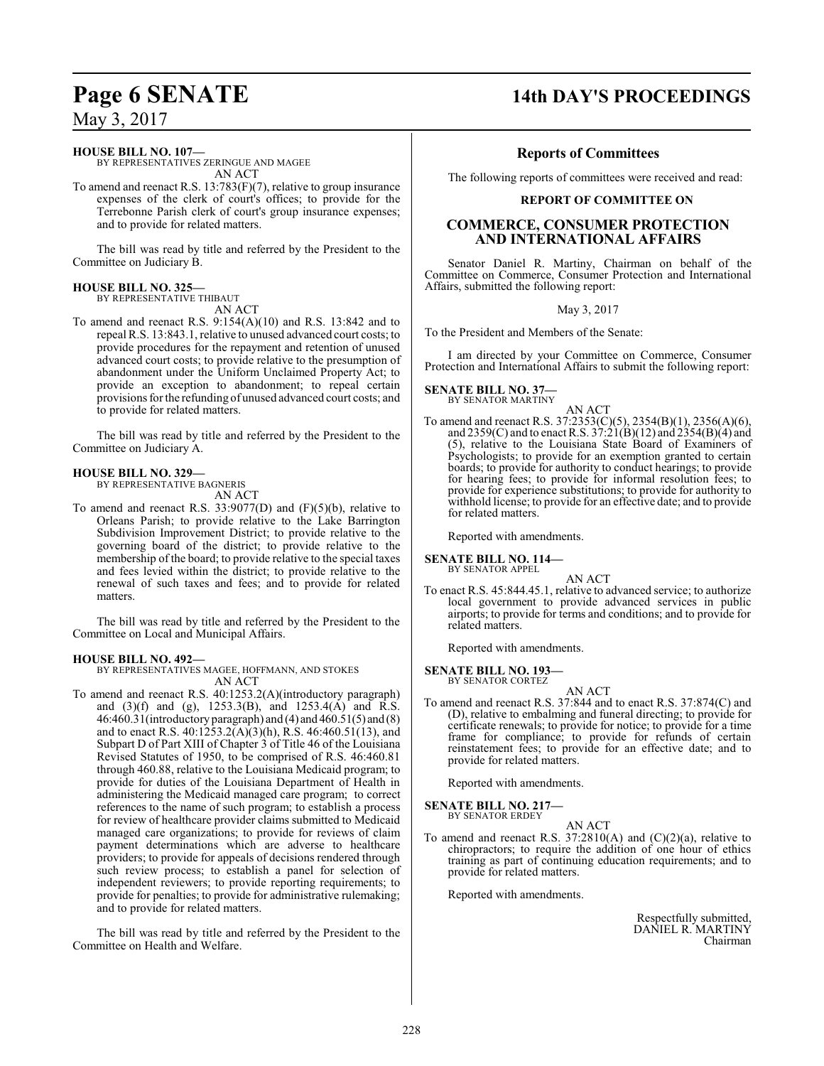**HOUSE BILL NO. 107—**
BY REPRESENTATIVES ZERINGUE AND MAGEE
AN ACT

To amend and reenact R.S. 13:783(F)(7), relative to group insurance expenses of the clerk of court's offices; to provide for the Terrebonne Parish clerk of court's group insurance expenses; and to provide for related matters.

The bill was read by title and referred by the President to the Committee on Judiciary B.

**HOUSE BILL NO. 325—**
BY REPRESENTATIVE THIBAUT
AN ACT

To amend and reenact R.S. 9:154(A)(10) and R.S. 13:842 and to repeal R.S. 13:843.1, relative to unused advanced court costs; to provide procedures for the repayment and retention of unused advanced court costs; to provide relative to the presumption of abandonment under the Uniform Unclaimed Property Act; to provide an exception to abandonment; to repeal certain provisions for the refunding of unused advanced court costs; and to provide for related matters.

The bill was read by title and referred by the President to the Committee on Judiciary A.

**HOUSE BILL NO. 329—**
BY REPRESENTATIVE BAGNERIS
AN ACT

To amend and reenact R.S. 33:9077(D) and (F)(5)(b), relative to Orleans Parish; to provide relative to the Lake Barrington Subdivision Improvement District; to provide relative to the governing board of the district; to provide relative to the membership of the board; to provide relative to the special taxes and fees levied within the district; to provide relative to the renewal of such taxes and fees; and to provide for related matters.

The bill was read by title and referred by the President to the Committee on Local and Municipal Affairs.

**HOUSE BILL NO. 492—**
BY REPRESENTATIVES MAGEE, HOFFMANN, AND STOKES
AN ACT

To amend and reenact R.S. 40:1253.2(A)(introductory paragraph) and (3)(f) and (g), 1253.3(B), and 1253.4(A) and R.S. 46:460.31(introductory paragraph) and (4) and 460.51(5) and (8) and to enact R.S. 40:1253.2(A)(3)(h), R.S. 46:460.51(13), and Subpart D of Part XIII of Chapter 3 of Title 46 of the Louisiana Revised Statutes of 1950, to be comprised of R.S. 46:460.81 through 460.88, relative to the Louisiana Medicaid program; to provide for duties of the Louisiana Department of Health in administering the Medicaid managed care program; to correct references to the name of such program; to establish a process for review of healthcare provider claims submitted to Medicaid managed care organizations; to provide for reviews of claim payment determinations which are adverse to healthcare providers; to provide for appeals of decisions rendered through such review process; to establish a panel for selection of independent reviewers; to provide reporting requirements; to provide for penalties; to provide for administrative rulemaking; and to provide for related matters.

The bill was read by title and referred by the President to the Committee on Health and Welfare.

## Reports of Committees

The following reports of committees were received and read:

### REPORT OF COMMITTEE ON

## COMMERCE, CONSUMER PROTECTION AND INTERNATIONAL AFFAIRS

Senator Daniel R. Martiny, Chairman on behalf of the Committee on Commerce, Consumer Protection and International Affairs, submitted the following report:

May 3, 2017

To the President and Members of the Senate:

I am directed by your Committee on Commerce, Consumer Protection and International Affairs to submit the following report:

**SENATE BILL NO. 37—**
BY SENATOR MARTINY
AN ACT

To amend and reenact R.S. 37:2353(C)(5), 2354(B)(1), 2356(A)(6), and 2359(C) and to enact R.S. 37:21(B)(12) and 2354(B)(4) and (5), relative to the Louisiana State Board of Examiners of Psychologists; to provide for an exemption granted to certain boards; to provide for authority to conduct hearings; to provide for hearing fees; to provide for informal resolution fees; to provide for experience substitutions; to provide for authority to withhold license; to provide for an effective date; and to provide for related matters.

Reported with amendments.

**SENATE BILL NO. 114—**
BY SENATOR APPEL
AN ACT

To enact R.S. 45:844.45.1, relative to advanced service; to authorize local government to provide advanced services in public airports; to provide for terms and conditions; and to provide for related matters.

Reported with amendments.

**SENATE BILL NO. 193—**
BY SENATOR CORTEZ
AN ACT

To amend and reenact R.S. 37:844 and to enact R.S. 37:874(C) and (D), relative to embalming and funeral directing; to provide for certificate renewals; to provide for notice; to provide for a time frame for compliance; to provide for refunds of certain reinstatement fees; to provide for an effective date; and to provide for related matters.

Reported with amendments.

**SENATE BILL NO. 217—**
BY SENATOR ERDEY
AN ACT

To amend and reenact R.S. 37:2810(A) and (C)(2)(a), relative to chiropractors; to require the addition of one hour of ethics training as part of continuing education requirements; and to provide for related matters.

Reported with amendments.

Respectfully submitted,
DANIEL R. MARTINY
Chairman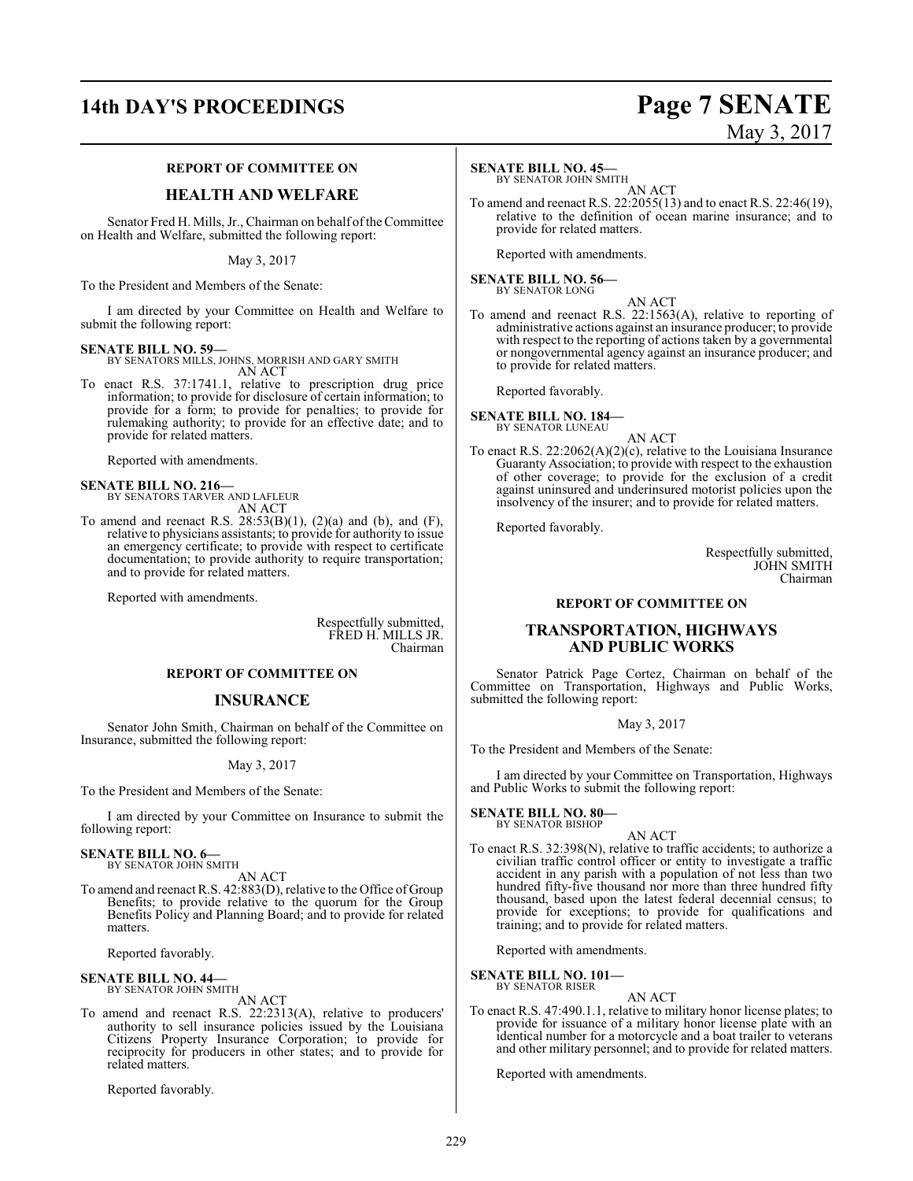## REPORT OF COMMITTEE ON

## HEALTH AND WELFARE

Senator Fred H. Mills, Jr., Chairman on behalf of the Committee on Health and Welfare, submitted the following report:

May 3, 2017

To the President and Members of the Senate:

I am directed by your Committee on Health and Welfare to submit the following report:

**SENATE BILL NO. 59—**
BY SENATORS MILLS, JOHNS, MORRISH AND GARY SMITH
AN ACT

To enact R.S. 37:1741.1, relative to prescription drug price information; to provide for disclosure of certain information; to provide for a form; to provide for penalties; to provide for rulemaking authority; to provide for an effective date; and to provide for related matters.

Reported with amendments.

**SENATE BILL NO. 216—**
BY SENATORS TARVER AND LAFLEUR
AN ACT

To amend and reenact R.S. 28:53(B)(1), (2)(a) and (b), and (F), relative to physicians assistants; to provide for authority to issue an emergency certificate; to provide with respect to certificate documentation; to provide authority to require transportation; and to provide for related matters.

Reported with amendments.

Respectfully submitted,
FRED H. MILLS JR.
Chairman

## REPORT OF COMMITTEE ON

## INSURANCE

Senator John Smith, Chairman on behalf of the Committee on Insurance, submitted the following report:

May 3, 2017

To the President and Members of the Senate:

I am directed by your Committee on Insurance to submit the following report:

**SENATE BILL NO. 6—**
BY SENATOR JOHN SMITH
AN ACT

To amend and reenact R.S. 42:883(D), relative to the Office of Group Benefits; to provide relative to the quorum for the Group Benefits Policy and Planning Board; and to provide for related matters.

Reported favorably.

**SENATE BILL NO. 44—**
BY SENATOR JOHN SMITH
AN ACT

To amend and reenact R.S. 22:2313(A), relative to producers' authority to sell insurance policies issued by the Louisiana Citizens Property Insurance Corporation; to provide for reciprocity for producers in other states; and to provide for related matters.

Reported favorably.

**SENATE BILL NO. 45—**
BY SENATOR JOHN SMITH
AN ACT

To amend and reenact R.S. 22:2055(13) and to enact R.S. 22:46(19), relative to the definition of ocean marine insurance; and to provide for related matters.

Reported with amendments.

**SENATE BILL NO. 56—**
BY SENATOR LONG
AN ACT

To amend and reenact R.S. 22:1563(A), relative to reporting of administrative actions against an insurance producer; to provide with respect to the reporting of actions taken by a governmental or nongovernmental agency against an insurance producer; and to provide for related matters.

Reported favorably.

**SENATE BILL NO. 184—**
BY SENATOR LUNEAU
AN ACT

To enact R.S. 22:2062(A)(2)(c), relative to the Louisiana Insurance Guaranty Association; to provide with respect to the exhaustion of other coverage; to provide for the exclusion of a credit against uninsured and underinsured motorist policies upon the insolvency of the insurer; and to provide for related matters.

Reported favorably.

Respectfully submitted,
JOHN SMITH
Chairman

## REPORT OF COMMITTEE ON

## TRANSPORTATION, HIGHWAYS AND PUBLIC WORKS

Senator Patrick Page Cortez, Chairman on behalf of the Committee on Transportation, Highways and Public Works, submitted the following report:

May 3, 2017

To the President and Members of the Senate:

I am directed by your Committee on Transportation, Highways and Public Works to submit the following report:

**SENATE BILL NO. 80—**
BY SENATOR BISHOP
AN ACT

To enact R.S. 32:398(N), relative to traffic accidents; to authorize a civilian traffic control officer or entity to investigate a traffic accident in any parish with a population of not less than two hundred fifty-five thousand nor more than three hundred fifty thousand, based upon the latest federal decennial census; to provide for exceptions; to provide for qualifications and training; and to provide for related matters.

Reported with amendments.

**SENATE BILL NO. 101—**
BY SENATOR RISER
AN ACT

To enact R.S. 47:490.1.1, relative to military honor license plates; to provide for issuance of a military honor license plate with an identical number for a motorcycle and a boat trailer to veterans and other military personnel; and to provide for related matters.

Reported with amendments.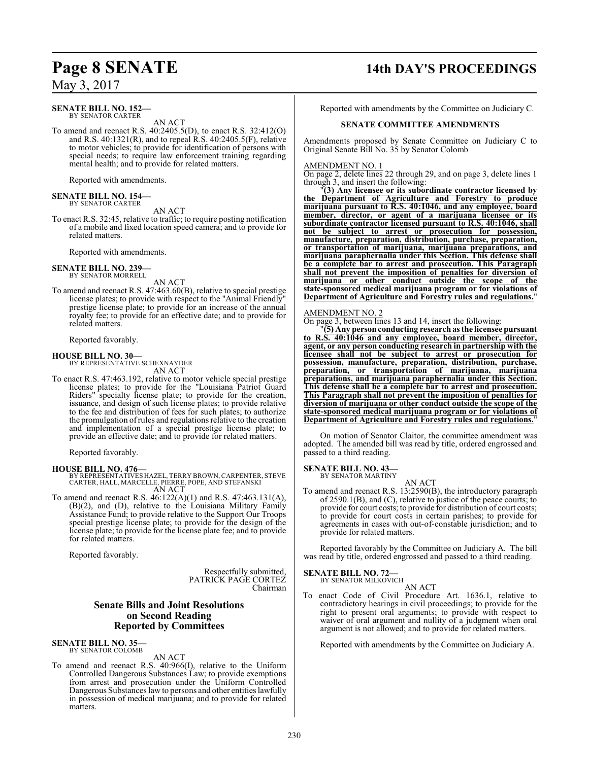**SENATE BILL NO. 152—**
BY SENATOR CARTER

AN ACT

To amend and reenact R.S. 40:2405.5(D), to enact R.S. 32:412(O) and R.S. 40:1321(R), and to repeal R.S. 40:2405.5(F), relative to motor vehicles; to provide for identification of persons with special needs; to require law enforcement training regarding mental health; and to provide for related matters.

Reported with amendments.

**SENATE BILL NO. 154—**
BY SENATOR CARTER

AN ACT

To enact R.S. 32:45, relative to traffic; to require posting notification of a mobile and fixed location speed camera; and to provide for related matters.

Reported with amendments.

**SENATE BILL NO. 239—**
BY SENATOR MORRELL

AN ACT

To amend and reenact R.S. 47:463.60(B), relative to special prestige license plates; to provide with respect to the "Animal Friendly" prestige license plate; to provide for an increase of the annual royalty fee; to provide for an effective date; and to provide for related matters.

Reported favorably.

**HOUSE BILL NO. 30—**
BY REPRESENTATIVE SCHEXNAYDER

AN ACT

To enact R.S. 47:463.192, relative to motor vehicle special prestige license plates; to provide for the "Louisiana Patriot Guard Riders" specialty license plate; to provide for the creation, issuance, and design of such license plates; to provide relative to the fee and distribution of fees for such plates; to authorize the promulgation of rules and regulations relative to the creation and implementation of a special prestige license plate; to provide an effective date; and to provide for related matters.

Reported favorably.

**HOUSE BILL NO. 476—**
BY REPRESENTATIVES HAZEL, TERRY BROWN, CARPENTER, STEVE CARTER, HALL, MARCELLE, PIERRE, POPE, AND STEFANSKI

AN ACT

To amend and reenact R.S. 46:122(A)(1) and R.S. 47:463.131(A), (B)(2), and (D), relative to the Louisiana Military Family Assistance Fund; to provide relative to the Support Our Troops special prestige license plate; to provide for the design of the license plate; to provide for the license plate fee; and to provide for related matters.

Reported favorably.

Respectfully submitted,
PATRICK PAGE CORTEZ
Chairman

## Senate Bills and Joint Resolutions on Second Reading Reported by Committees

**SENATE BILL NO. 35—**
BY SENATOR COLOMB

AN ACT

To amend and reenact R.S. 40:966(I), relative to the Uniform Controlled Dangerous Substances Law; to provide exemptions from arrest and prosecution under the Uniform Controlled Dangerous Substances law to persons and other entities lawfully in possession of medical marijuana; and to provide for related matters.

Reported with amendments by the Committee on Judiciary C.

### SENATE COMMITTEE AMENDMENTS

Amendments proposed by Senate Committee on Judiciary C to Original Senate Bill No. 35 by Senator Colomb

AMENDMENT NO. 1

On page 2, delete lines 22 through 29, and on page 3, delete lines 1 through 3, and insert the following:

"**(3) Any licensee or its subordinate contractor licensed by the Department of Agriculture and Forestry to produce marijuana pursuant to R.S. 40:1046, and any employee, board member, director, or agent of a marijuana licensee or its subordinate contractor licensed pursuant to R.S. 40:1046, shall not be subject to arrest or prosecution for possession, manufacture, preparation, distribution, purchase, preparation, or transportation of marijuana, marijuana preparations, and marijuana paraphernalia under this Section. This defense shall be a complete bar to arrest and prosecution. This Paragraph shall not prevent the imposition of penalties for diversion of marijuana or other conduct outside the scope of the state-sponsored medical marijuana program or for violations of Department of Agriculture and Forestry rules and regulations.**"

AMENDMENT NO. 2

On page 3, between lines 13 and 14, insert the following:

"**(5) Any person conducting research as the licensee pursuant to R.S. 40:1046 and any employee, board member, director, agent, or any person conducting research in partnership with the licensee shall not be subject to arrest or prosecution for possession, manufacture, preparation, distribution, purchase, preparation, or transportation of marijuana, marijuana preparations, and marijuana paraphernalia under this Section. This defense shall be a complete bar to arrest and prosecution. This Paragraph shall not prevent the imposition of penalties for diversion of marijuana or other conduct outside the scope of the state-sponsored medical marijuana program or for violations of Department of Agriculture and Forestry rules and regulations.**"

On motion of Senator Claitor, the committee amendment was adopted. The amended bill was read by title, ordered engrossed and passed to a third reading.

**SENATE BILL NO. 43—**
BY SENATOR MARTINY

AN ACT

To amend and reenact R.S. 13:2590(B), the introductory paragraph of 2590.1(B), and (C), relative to justice of the peace courts; to provide for court costs; to provide for distribution of court costs; to provide for court costs in certain parishes; to provide for agreements in cases with out-of-constable jurisdiction; and to provide for related matters.

Reported favorably by the Committee on Judiciary A. The bill was read by title, ordered engrossed and passed to a third reading.

**SENATE BILL NO. 72—**
BY SENATOR MILKOVICH

AN ACT

To enact Code of Civil Procedure Art. 1636.1, relative to contradictory hearings in civil proceedings; to provide for the right to present oral arguments; to provide with respect to waiver of oral argument and nullity of a judgment when oral argument is not allowed; and to provide for related matters.

Reported with amendments by the Committee on Judiciary A.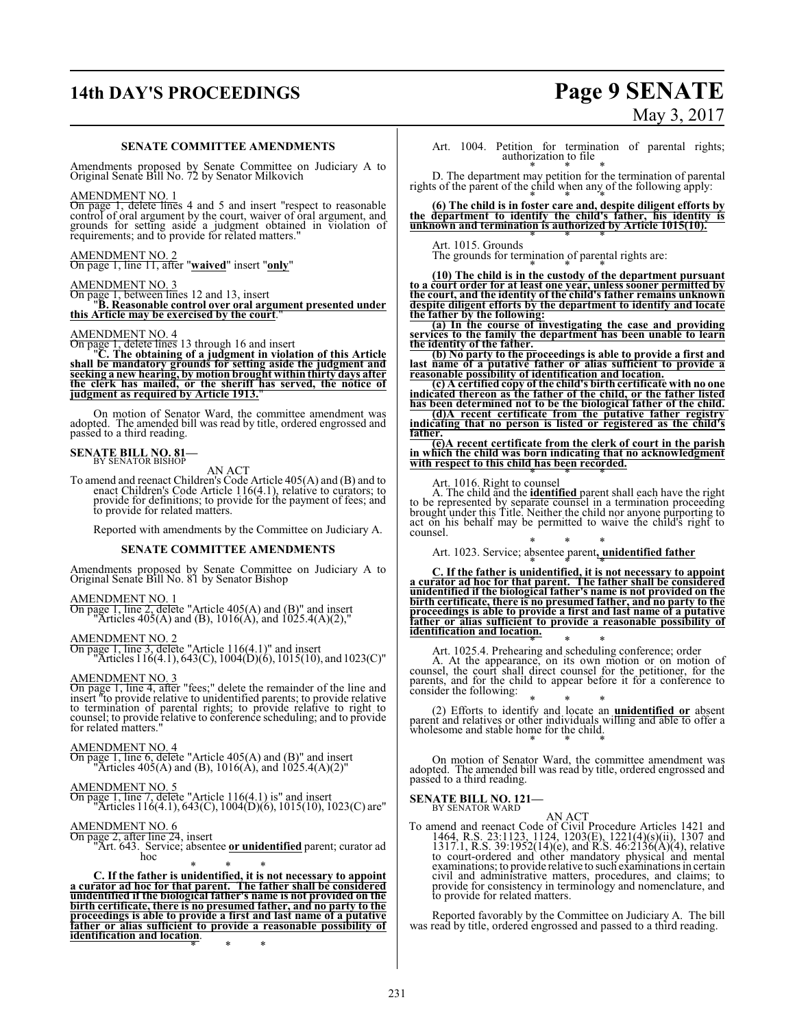### SENATE COMMITTEE AMENDMENTS

Amendments proposed by Senate Committee on Judiciary A to Original Senate Bill No. 72 by Senator Milkovich

AMENDMENT NO. 1

On page 1, delete lines 4 and 5 and insert "respect to reasonable control of oral argument by the court, waiver of oral argument, and grounds for setting aside a judgment obtained in violation of requirements; and to provide for related matters."

AMENDMENT NO. 2

On page 1, line 11, after "**waived**" insert "**only**"

AMENDMENT NO. 3

On page 1, between lines 12 and 13, insert

"**B. Reasonable control over oral argument presented under this Article may be exercised by the court**."

AMENDMENT NO. 4

On page 1, delete lines 13 through 16 and insert

"**C. The obtaining of a judgment in violation of this Article shall be mandatory grounds for setting aside the judgment and seeking a new hearing, by motion brought within thirty days after the clerk has mailed, or the sheriff has served, the notice of judgment as required by Article 1913.**"

On motion of Senator Ward, the committee amendment was adopted. The amended bill was read by title, ordered engrossed and passed to a third reading.

**SENATE BILL NO. 81—**
BY SENATOR BISHOP

AN ACT

To amend and reenact Children's Code Article 405(A) and (B) and to enact Children's Code Article 116(4.1), relative to curators; to provide for definitions; to provide for the payment of fees; and to provide for related matters.

Reported with amendments by the Committee on Judiciary A.

### SENATE COMMITTEE AMENDMENTS

Amendments proposed by Senate Committee on Judiciary A to Original Senate Bill No. 81 by Senator Bishop

AMENDMENT NO. 1

On page 1, line 2, delete "Article 405(A) and (B)" and insert "Articles 405(A) and (B), 1016(A), and 1025.4(A)(2),"

AMENDMENT NO. 2

On page 1, line 3, delete "Article 116(4.1)" and insert "Articles 116(4.1), 643(C), 1004(D)(6), 1015(10), and 1023(C)"

AMENDMENT NO. 3

On page 1, line 4, after "fees;" delete the remainder of the line and insert "to provide relative to unidentified parents; to provide relative to termination of parental rights; to provide relative to right to counsel; to provide relative to conference scheduling; and to provide for related matters."

AMENDMENT NO. 4

On page 1, line 6, delete "Article 405(A) and (B)" and insert "Articles 405(A) and (B), 1016(A), and 1025.4(A)(2)"

AMENDMENT NO. 5

On page 1, line 7, delete "Article 116(4.1) is" and insert "Articles 116(4.1), 643(C), 1004(D)(6), 1015(10), 1023(C) are"

AMENDMENT NO. 6

On page 2, after line 24, insert

"Art. 643. Service; absentee **or unidentified** parent; curator ad hoc

\* \* \*

**C. If the father is unidentified, it is not necessary to appoint a curator ad hoc for that parent. The father shall be considered unidentified if the biological father's name is not provided on the birth certificate, there is no presumed father, and no party to the proceedings is able to provide a first and last name of a putative father or alias sufficient to provide a reasonable possibility of identification and location**.

\* \* \*

Art. 1004. Petition for termination of parental rights; authorization to file

\* \* \*

D. The department may petition for the termination of parental rights of the parent of the child when any of the following apply:

\* \* \*

**(6) The child is in foster care and, despite diligent efforts by the department to identify the child's father, his identity is unknown and termination is authorized by Article 1015(10).**

\* \* \*

Art. 1015. Grounds

The grounds for termination of parental rights are:

\* \* \*

**(10) The child is in the custody of the department pursuant to a court order for at least one year, unless sooner permitted by the court, and the identity of the child's father remains unknown despite diligent efforts by the department to identify and locate the father by the following:**

**(a) In the course of investigating the case and providing services to the family the department has been unable to learn the identity of the father.**

**(b) No party to the proceedings is able to provide a first and last name of a putative father or alias sufficient to provide a reasonable possibility of identification and location.**

**(c) A certified copy of the child's birth certificate with no one indicated thereon as the father of the child, or the father listed has been determined not to be the biological father of the child.**

**(d)A recent certificate from the putative father registry indicating that no person is listed or registered as the child's father.**

**(e)A recent certificate from the clerk of court in the parish in which the child was born indicating that no acknowledgment with respect to this child has been recorded.**

\* \* \*

Art. 1016. Right to counsel

A. The child and the **identified** parent shall each have the right to be represented by separate counsel in a termination proceeding brought under this Title. Neither the child nor anyone purporting to act on his behalf may be permitted to waive the child's right to counsel.

\* \* \*

Art. 1023. Service; absentee parent**, unidentified father**

\* \* \*

**C. If the father is unidentified, it is not necessary to appoint a curator ad hoc for that parent. The father shall be considered unidentified if the biological father's name is not provided on the birth certificate, there is no presumed father, and no party to the proceedings is able to provide a first and last name of a putative father or alias sufficient to provide a reasonable possibility of identification and location.**

\* \* \*

Art. 1025.4. Prehearing and scheduling conference; order

A. At the appearance, on its own motion or on motion of counsel, the court shall direct counsel for the petitioner, for the parents, and for the child to appear before it for a conference to consider the following:

\* \* \*

(2) Efforts to identify and locate an **unidentified or** absent parent and relatives or other individuals willing and able to offer a wholesome and stable home for the child.

\* \* \*

On motion of Senator Ward, the committee amendment was adopted. The amended bill was read by title, ordered engrossed and passed to a third reading.

**SENATE BILL NO. 121—**
BY SENATOR WARD

AN ACT

To amend and reenact Code of Civil Procedure Articles 1421 and 1464, R.S. 23:1123, 1124, 1203(E), 1221(4)(s)(ii), 1307 and 1317.1, R.S. 39:1952(14)(e), and R.S. 46:2136(A)(4), relative to court-ordered and other mandatory physical and mental examinations; to provide relative to such examinations in certain civil and administrative matters, procedures, and claims; to provide for consistency in terminology and nomenclature, and to provide for related matters.

Reported favorably by the Committee on Judiciary A. The bill was read by title, ordered engrossed and passed to a third reading.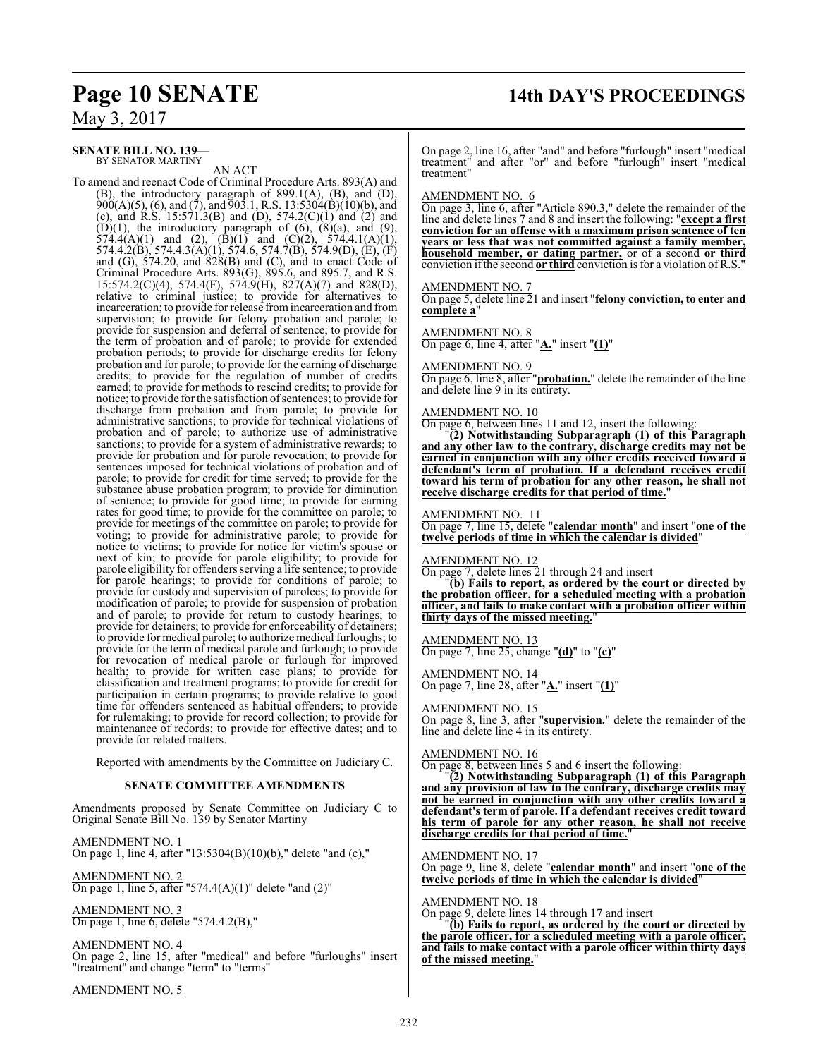**SENATE BILL NO. 139—**
BY SENATOR MARTINY

AN ACT

To amend and reenact Code of Criminal Procedure Arts. 893(A) and (B), the introductory paragraph of 899.1(A), (B), and (D), 900(A)(5), (6), and (7), and 903.1, R.S. 13:5304(B)(10)(b), and (c), and R.S. 15:571.3(B) and (D), 574.2(C)(1) and (2) and (D)(1), the introductory paragraph of (6), (8)(a), and (9), 574.4(A)(1) and (2), (B)(1) and (C)(2), 574.4.1(A)(1), 574.4.2(B), 574.4.3(A)(1), 574.6, 574.7(B), 574.9(D), (E), (F) and (G), 574.20, and 828(B) and (C), and to enact Code of Criminal Procedure Arts. 893(G), 895.6, and 895.7, and R.S. 15:574.2(C)(4), 574.4(F), 574.9(H), 827(A)(7) and 828(D), relative to criminal justice; to provide for alternatives to incarceration; to provide for release from incarceration and from supervision; to provide for felony probation and parole; to provide for suspension and deferral of sentence; to provide for the term of probation and of parole; to provide for extended probation periods; to provide for discharge credits for felony probation and for parole; to provide for the earning of discharge credits; to provide for the regulation of number of credits earned; to provide for methods to rescind credits; to provide for notice; to provide for the satisfaction of sentences; to provide for discharge from probation and from parole; to provide for administrative sanctions; to provide for technical violations of probation and of parole; to authorize use of administrative sanctions; to provide for a system of administrative rewards; to provide for probation and for parole revocation; to provide for sentences imposed for technical violations of probation and of parole; to provide for credit for time served; to provide for the substance abuse probation program; to provide for diminution of sentence; to provide for good time; to provide for earning rates for good time; to provide for the committee on parole; to provide for meetings of the committee on parole; to provide for voting; to provide for administrative parole; to provide for notice to victims; to provide for notice for victim's spouse or next of kin; to provide for parole eligibility; to provide for parole eligibility for offenders serving a life sentence; to provide for parole hearings; to provide for conditions of parole; to provide for custody and supervision of parolees; to provide for modification of parole; to provide for suspension of probation and of parole; to provide for return to custody hearings; to provide for detainers; to provide for enforceability of detainers; to provide for medical parole; to authorize medical furloughs; to provide for the term of medical parole and furlough; to provide for revocation of medical parole or furlough for improved health; to provide for written case plans; to provide for classification and treatment programs; to provide for credit for participation in certain programs; to provide relative to good time for offenders sentenced as habitual offenders; to provide for rulemaking; to provide for record collection; to provide for maintenance of records; to provide for effective dates; and to provide for related matters.

Reported with amendments by the Committee on Judiciary C.

**SENATE COMMITTEE AMENDMENTS**

Amendments proposed by Senate Committee on Judiciary C to Original Senate Bill No. 139 by Senator Martiny

AMENDMENT NO. 1
On page 1, line 4, after "13:5304(B)(10)(b)," delete "and (c),"

AMENDMENT NO. 2
On page 1, line 5, after "574.4(A)(1)" delete "and (2)"

AMENDMENT NO. 3
On page 1, line 6, delete "574.4.2(B),"

AMENDMENT NO. 4
On page 2, line 15, after "medical" and before "furloughs" insert "treatment" and change "term" to "terms"

AMENDMENT NO. 5
On page 2, line 16, after "and" and before "furlough" insert "medical treatment" and after "or" and before "furlough" insert "medical treatment"

AMENDMENT NO. 6
On page 3, line 6, after "Article 890.3," delete the remainder of the line and delete lines 7 and 8 and insert the following: "**except a first conviction for an offense with a maximum prison sentence of ten years or less that was not committed against a family member, household member, or dating partner,** or of a second **or third** conviction if the second **or third** conviction is for a violation of R.S."

AMENDMENT NO. 7
On page 5, delete line 21 and insert "**felony conviction, to enter and complete a**"

AMENDMENT NO. 8
On page 6, line 4, after "**A.**" insert "**(1)**"

AMENDMENT NO. 9
On page 6, line 8, after "**probation.**" delete the remainder of the line and delete line 9 in its entirety.

AMENDMENT NO. 10
On page 6, between lines 11 and 12, insert the following:

"**(2) Notwithstanding Subparagraph (1) of this Paragraph and any other law to the contrary, discharge credits may not be earned in conjunction with any other credits received toward a defendant's term of probation. If a defendant receives credit toward his term of probation for any other reason, he shall not receive discharge credits for that period of time.**"

AMENDMENT NO. 11
On page 7, line 15, delete "**calendar month**" and insert "**one of the twelve periods of time in which the calendar is divided**"

AMENDMENT NO. 12
On page 7, delete lines 21 through 24 and insert

"**(b) Fails to report, as ordered by the court or directed by the probation officer, for a scheduled meeting with a probation officer, and fails to make contact with a probation officer within thirty days of the missed meeting.**"

AMENDMENT NO. 13
On page 7, line 25, change "**(d)**" to "**(c)**"

AMENDMENT NO. 14
On page 7, line 28, after "**A.**" insert "**(1)**"

AMENDMENT NO. 15
On page 8, line 3, after "**supervision.**" delete the remainder of the line and delete line 4 in its entirety.

AMENDMENT NO. 16
On page 8, between lines 5 and 6 insert the following:

"**(2) Notwithstanding Subparagraph (1) of this Paragraph and any provision of law to the contrary, discharge credits may not be earned in conjunction with any other credits toward a defendant's term of parole. If a defendant receives credit toward his term of parole for any other reason, he shall not receive discharge credits for that period of time.**"

AMENDMENT NO. 17
On page 9, line 8, delete "**calendar month**" and insert "**one of the twelve periods of time in which the calendar is divided**"

AMENDMENT NO. 18
On page 9, delete lines 14 through 17 and insert

"**(b) Fails to report, as ordered by the court or directed by the parole officer, for a scheduled meeting with a parole officer, and fails to make contact with a parole officer within thirty days of the missed meeting.**"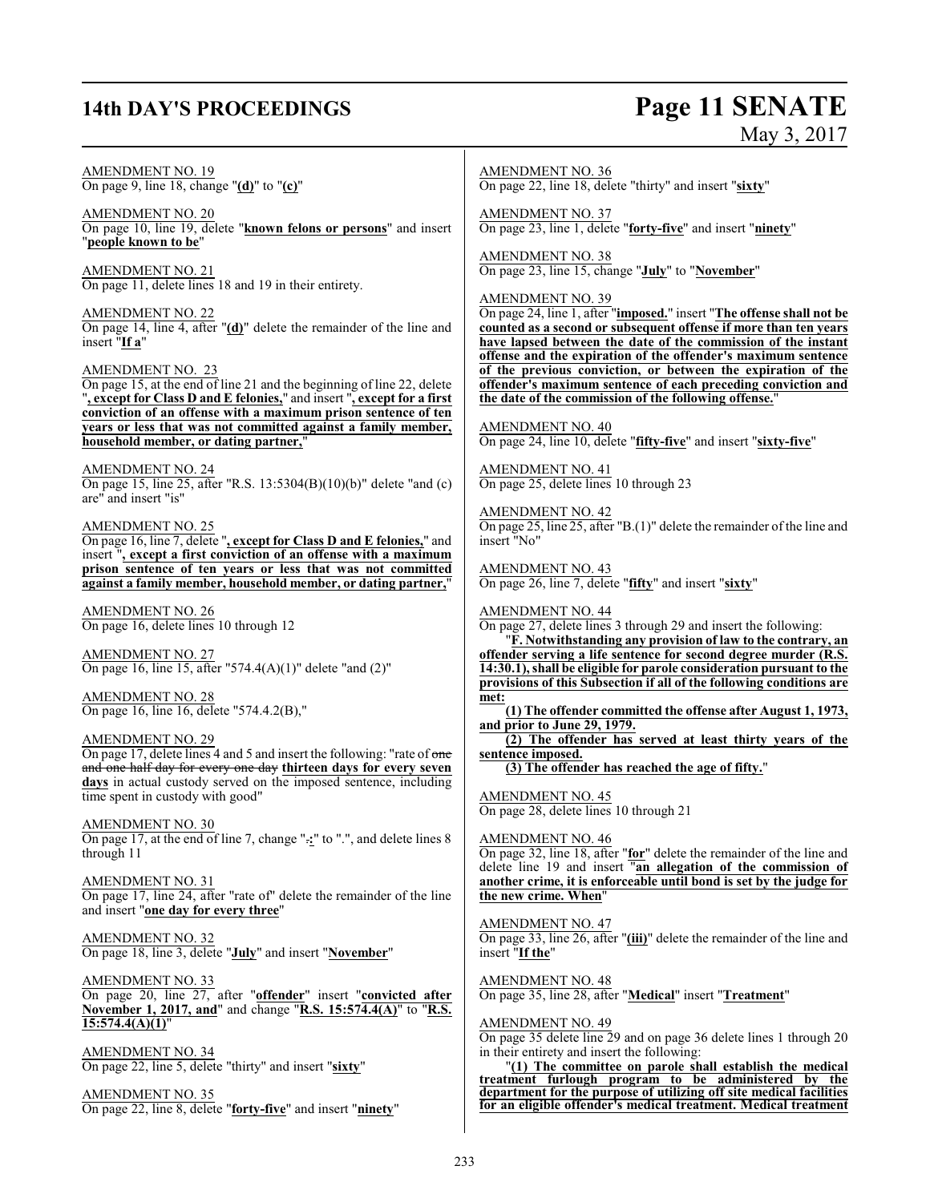AMENDMENT NO. 19
On page 9, line 18, change "**(d)**" to "**(c)**"

AMENDMENT NO. 20
On page 10, line 19, delete "**known felons or persons**" and insert "**people known to be**"

AMENDMENT NO. 21
On page 11, delete lines 18 and 19 in their entirety.

AMENDMENT NO. 22
On page 14, line 4, after "**(d)**" delete the remainder of the line and insert "**If a**"

AMENDMENT NO. 23
On page 15, at the end of line 21 and the beginning of line 22, delete "**, except for Class D and E felonies,**" and insert "**, except for a first conviction of an offense with a maximum prison sentence of ten years or less that was not committed against a family member, household member, or dating partner,**"

AMENDMENT NO. 24
On page 15, line 25, after "R.S. 13:5304(B)(10)(b)" delete "and (c) are" and insert "is"

AMENDMENT NO. 25
On page 16, line 7, delete "**, except for Class D and E felonies,**" and insert "**, except a first conviction of an offense with a maximum prison sentence of ten years or less that was not committed against a family member, household member, or dating partner,**"

AMENDMENT NO. 26
On page 16, delete lines 10 through 12

AMENDMENT NO. 27
On page 16, line 15, after "574.4(A)(1)" delete "and (2)"

AMENDMENT NO. 28
On page 16, line 16, delete "574.4.2(B),"

AMENDMENT NO. 29
On page 17, delete lines 4 and 5 and insert the following: "rate of ~~one and one-half day for every one day~~ **thirteen days for every seven days** in actual custody served on the imposed sentence, including time spent in custody with good"

AMENDMENT NO. 30
On page 17, at the end of line 7, change "~~.~~**:**" to ".", and delete lines 8 through 11

AMENDMENT NO. 31
On page 17, line 24, after "rate of" delete the remainder of the line and insert "**one day for every three**"

AMENDMENT NO. 32
On page 18, line 3, delete "**July**" and insert "**November**"

AMENDMENT NO. 33
On page 20, line 27, after "**offender**" insert "**convicted after November 1, 2017, and**" and change "**R.S. 15:574.4(A)**" to "**R.S. 15:574.4(A)(1)**"

AMENDMENT NO. 34
On page 22, line 5, delete "thirty" and insert "**sixty**"

AMENDMENT NO. 35
On page 22, line 8, delete "**forty-five**" and insert "**ninety**"

AMENDMENT NO. 36
On page 22, line 18, delete "thirty" and insert "**sixty**"

AMENDMENT NO. 37
On page 23, line 1, delete "**forty-five**" and insert "**ninety**"

AMENDMENT NO. 38
On page 23, line 15, change "**July**" to "**November**"

AMENDMENT NO. 39
On page 24, line 1, after "**imposed.**" insert "**The offense shall not be counted as a second or subsequent offense if more than ten years have lapsed between the date of the commission of the instant offense and the expiration of the offender's maximum sentence of the previous conviction, or between the expiration of the offender's maximum sentence of each preceding conviction and the date of the commission of the following offense.**"

AMENDMENT NO. 40
On page 24, line 10, delete "**fifty-five**" and insert "**sixty-five**"

AMENDMENT NO. 41
On page 25, delete lines 10 through 23

AMENDMENT NO. 42
On page 25, line 25, after "B.(1)" delete the remainder of the line and insert "No"

AMENDMENT NO. 43
On page 26, line 7, delete "**fifty**" and insert "**sixty**"

AMENDMENT NO. 44
On page 27, delete lines 3 through 29 and insert the following:

"**F. Notwithstanding any provision of law to the contrary, an offender serving a life sentence for second degree murder (R.S. 14:30.1), shall be eligible for parole consideration pursuant to the provisions of this Subsection if all of the following conditions are met:**

**(1) The offender committed the offense after August 1, 1973, and prior to June 29, 1979.**

**(2) The offender has served at least thirty years of the sentence imposed.**

**(3) The offender has reached the age of fifty.**"

AMENDMENT NO. 45
On page 28, delete lines 10 through 21

AMENDMENT NO. 46
On page 32, line 18, after "**for**" delete the remainder of the line and delete line 19 and insert "**an allegation of the commission of another crime, it is enforceable until bond is set by the judge for the new crime. When**"

AMENDMENT NO. 47
On page 33, line 26, after "**(iii)**" delete the remainder of the line and insert "**If the**"

AMENDMENT NO. 48
On page 35, line 28, after "**Medical**" insert "**Treatment**"

AMENDMENT NO. 49
On page 35 delete line 29 and on page 36 delete lines 1 through 20 in their entirety and insert the following:

"**(1) The committee on parole shall establish the medical treatment furlough program to be administered by the department for the purpose of utilizing off site medical facilities for an eligible offender's medical treatment. Medical treatment**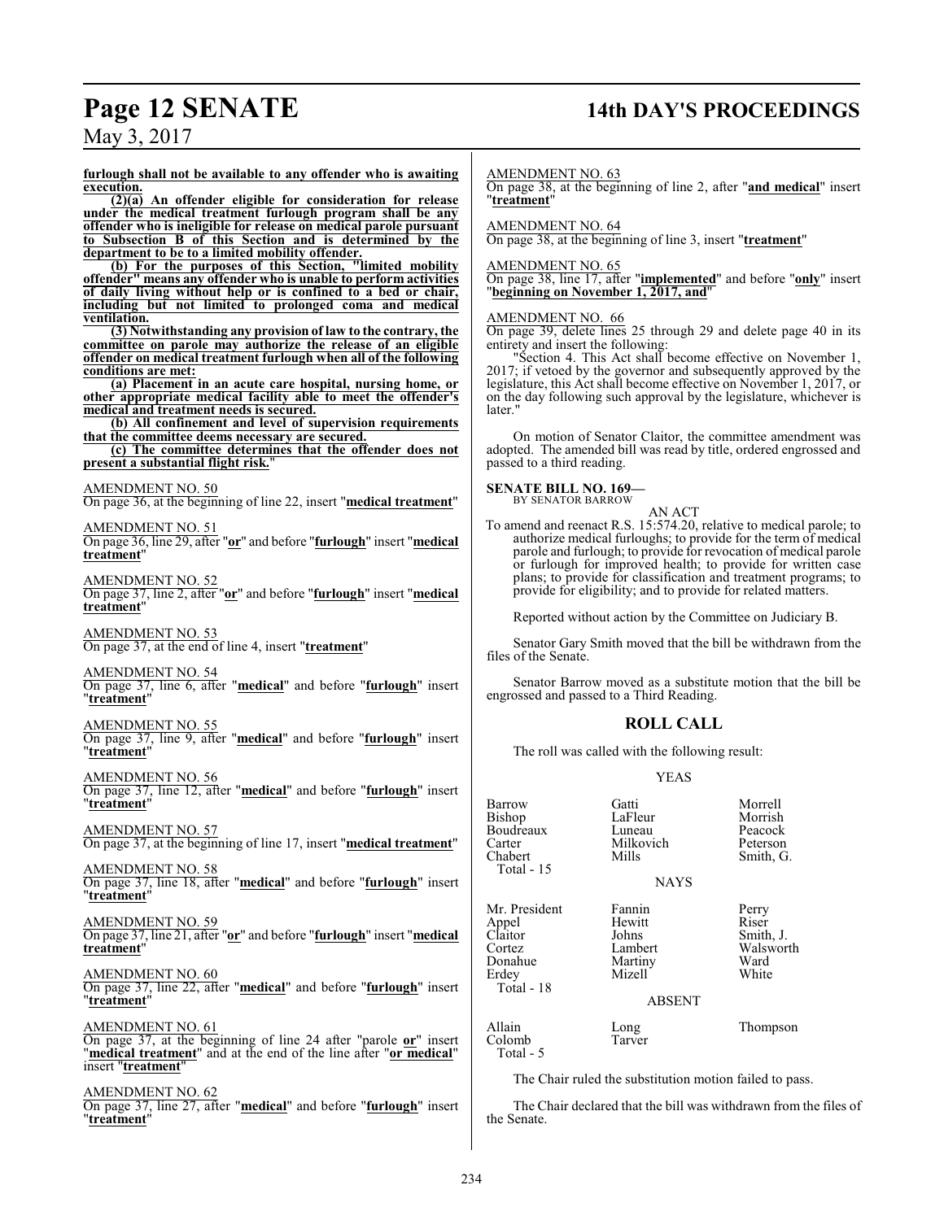**furlough shall not be available to any offender who is awaiting execution.**

**(2)(a) An offender eligible for consideration for release under the medical treatment furlough program shall be any offender who is ineligible for release on medical parole pursuant to Subsection B of this Section and is determined by the department to be to a limited mobility offender.**

**(b) For the purposes of this Section, "limited mobility offender" means any offender who is unable to perform activities of daily living without help or is confined to a bed or chair, including but not limited to prolonged coma and medical ventilation.**

**(3) Notwithstanding any provision of law to the contrary, the committee on parole may authorize the release of an eligible offender on medical treatment furlough when all of the following conditions are met:**

**(a) Placement in an acute care hospital, nursing home, or other appropriate medical facility able to meet the offender's medical and treatment needs is secured.**

**(b) All confinement and level of supervision requirements that the committee deems necessary are secured.**

**(c) The committee determines that the offender does not present a substantial flight risk.**"

AMENDMENT NO. 50
On page 36, at the beginning of line 22, insert "**medical treatment**"

AMENDMENT NO. 51
On page 36, line 29, after "**or**" and before "**furlough**" insert "**medical treatment**"

AMENDMENT NO. 52
On page 37, line 2, after "**or**" and before "**furlough**" insert "**medical treatment**"

AMENDMENT NO. 53
On page 37, at the end of line 4, insert "**treatment**"

AMENDMENT NO. 54
On page 37, line 6, after "**medical**" and before "**furlough**" insert "**treatment**"

AMENDMENT NO. 55
On page 37, line 9, after "**medical**" and before "**furlough**" insert "**treatment**"

AMENDMENT NO. 56
On page 37, line 12, after "**medical**" and before "**furlough**" insert "**treatment**"

AMENDMENT NO. 57
On page 37, at the beginning of line 17, insert "**medical treatment**"

AMENDMENT NO. 58
On page 37, line 18, after "**medical**" and before "**furlough**" insert "**treatment**"

AMENDMENT NO. 59
On page 37, line 21, after "**or**" and before "**furlough**" insert "**medical treatment**"

AMENDMENT NO. 60
On page 37, line 22, after "**medical**" and before "**furlough**" insert "**treatment**"

AMENDMENT NO. 61
On page 37, at the beginning of line 24 after "parole **or**" insert "**medical treatment**" and at the end of the line after "**or medical**" insert "**treatment**"

AMENDMENT NO. 62
On page 37, line 27, after "**medical**" and before "**furlough**" insert "**treatment**"

AMENDMENT NO. 63
On page 38, at the beginning of line 2, after "**and medical**" insert "**treatment**"

AMENDMENT NO. 64
On page 38, at the beginning of line 3, insert "**treatment**"

AMENDMENT NO. 65
On page 38, line 17, after "**implemented**" and before "**only**" insert "**beginning on November 1, 2017, and**"

AMENDMENT NO. 66
On page 39, delete lines 25 through 29 and delete page 40 in its entirety and insert the following:

"Section 4. This Act shall become effective on November 1, 2017; if vetoed by the governor and subsequently approved by the legislature, this Act shall become effective on November 1, 2017, or on the day following such approval by the legislature, whichever is later."

On motion of Senator Claitor, the committee amendment was adopted. The amended bill was read by title, ordered engrossed and passed to a third reading.

**SENATE BILL NO. 169—**
BY SENATOR BARROW

AN ACT

To amend and reenact R.S. 15:574.20, relative to medical parole; to authorize medical furloughs; to provide for the term of medical parole and furlough; to provide for revocation of medical parole or furlough for improved health; to provide for written case plans; to provide for classification and treatment programs; to provide for eligibility; and to provide for related matters.

Reported without action by the Committee on Judiciary B.

Senator Gary Smith moved that the bill be withdrawn from the files of the Senate.

Senator Barrow moved as a substitute motion that the bill be engrossed and passed to a Third Reading.

## ROLL CALL

The roll was called with the following result:

YEAS

| | | |
|---|---|---|
| Barrow | Gatti | Morrell |
| Bishop | LaFleur | Morrish |
| Boudreaux | Luneau | Peacock |
| Carter | Milkovich | Peterson |
| Chabert | Mills | Smith, G. |
| Total - 15 | | |

NAYS

| | | |
|---|---|---|
| Mr. President | Fannin | Perry |
| Appel | Hewitt | Riser |
| Claitor | Johns | Smith, J. |
| Cortez | Lambert | Walsworth |
| Donahue | Martiny | Ward |
| Erdey | Mizell | White |
| Total - 18 | | |

ABSENT

| | | |
|---|---|---|
| Allain | Long | Thompson |
| Colomb | Tarver | |
| Total - 5 | | |

The Chair ruled the substitution motion failed to pass.

The Chair declared that the bill was withdrawn from the files of the Senate.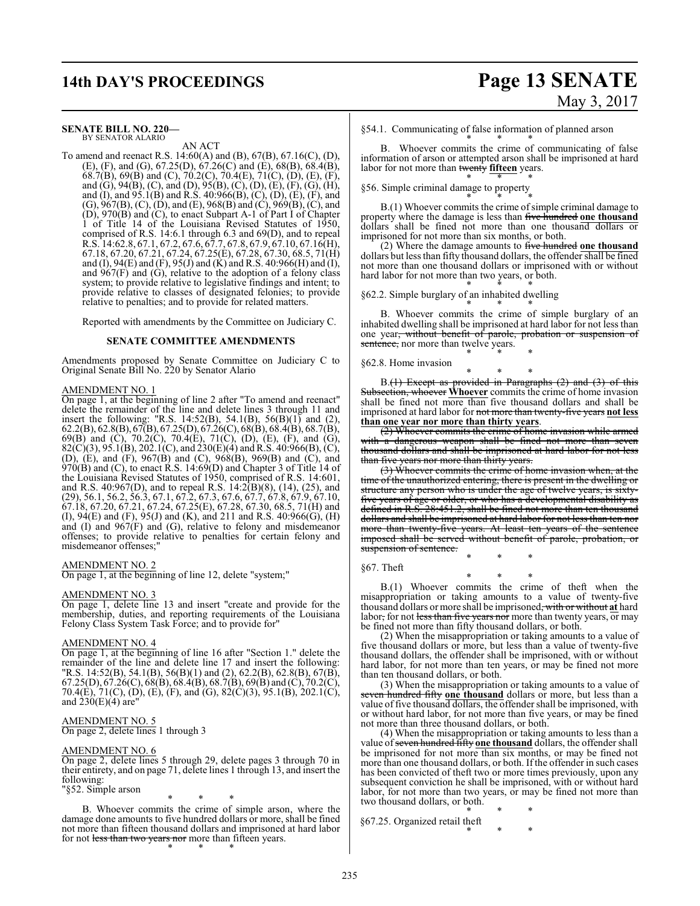**SENATE BILL NO. 220—**
BY SENATOR ALARIO

AN ACT

To amend and reenact R.S. 14:60(A) and (B), 67(B), 67.16(C), (D), (E), (F), and (G), 67.25(D), 67.26(C) and (E), 68(B), 68.4(B), 68.7(B), 69(B) and (C), 70.2(C), 70.4(E), 71(C), (D), (E), (F), and (G), 94(B), (C), and (D), 95(B), (C), (D), (E), (F), (G), (H), and (I), and 95.1(B) and R.S. 40:966(B), (C), (D), (E), (F), and (G), 967(B), (C), (D), and (E), 968(B) and (C), 969(B), (C), and (D), 970(B) and (C), to enact Subpart A-1 of Part I of Chapter 1 of Title 14 of the Louisiana Revised Statutes of 1950, comprised of R.S. 14:6.1 through 6.3 and 69(D), and to repeal R.S. 14:62.8, 67.1, 67.2, 67.6, 67.7, 67.8, 67.9, 67.10, 67.16(H), 67.18, 67.20, 67.21, 67.24, 67.25(E), 67.28, 67.30, 68.5, 71(H) and (I), 94(E) and (F), 95(J) and (K) and R.S. 40:966(H) and (I), and 967(F) and (G), relative to the adoption of a felony class system; to provide relative to legislative findings and intent; to provide relative to classes of designated felonies; to provide relative to penalties; and to provide for related matters.

Reported with amendments by the Committee on Judiciary C.

**SENATE COMMITTEE AMENDMENTS**

Amendments proposed by Senate Committee on Judiciary C to Original Senate Bill No. 220 by Senator Alario

AMENDMENT NO. 1

On page 1, at the beginning of line 2 after "To amend and reenact" delete the remainder of the line and delete lines 3 through 11 and insert the following: "R.S. 14:52(B), 54.1(B), 56(B)(1) and (2), 62.2(B), 62.8(B), 67(B), 67.25(D), 67.26(C), 68(B), 68.4(B), 68.7(B), 69(B) and (C), 70.2(C), 70.4(E), 71(C), (D), (E), (F), and (G), 82(C)(3), 95.1(B), 202.1(C), and 230(E)(4) and R.S. 40:966(B), (C), (D), (E), and (F), 967(B) and (C), 968(B), 969(B) and (C), and 970(B) and (C), to enact R.S. 14:69(D) and Chapter 3 of Title 14 of the Louisiana Revised Statutes of 1950, comprised of R.S. 14:601, and R.S. 40:967(D), and to repeal R.S. 14:2(B)(8), (14), (25), and (29), 56.1, 56.2, 56.3, 67.1, 67.2, 67.3, 67.6, 67.7, 67.8, 67.9, 67.10, 67.18, 67.20, 67.21, 67.24, 67.25(E), 67.28, 67.30, 68.5, 71(H) and (I), 94(E) and (F), 95(J) and (K), and 211 and R.S. 40:966(G), (H) and (I) and 967(F) and (G), relative to felony and misdemeanor offenses; to provide relative to penalties for certain felony and misdemeanor offenses;"

AMENDMENT NO. 2

On page 1, at the beginning of line 12, delete "system;"

AMENDMENT NO. 3

On page 1, delete line 13 and insert "create and provide for the membership, duties, and reporting requirements of the Louisiana Felony Class System Task Force; and to provide for"

AMENDMENT NO. 4

On page 1, at the beginning of line 16 after "Section 1." delete the remainder of the line and delete line 17 and insert the following: "R.S. 14:52(B), 54.1(B), 56(B)(1) and (2), 62.2(B), 62.8(B), 67(B), 67.25(D), 67.26(C), 68(B), 68.4(B), 68.7(B), 69(B) and (C), 70.2(C), 70.4(E), 71(C), (D), (E), (F), and (G), 82(C)(3), 95.1(B), 202.1(C), and 230(E)(4) are"

AMENDMENT NO. 5

On page 2, delete lines 1 through 3

AMENDMENT NO. 6

On page 2, delete lines 5 through 29, delete pages 3 through 70 in their entirety, and on page 71, delete lines 1 through 13, and insert the following:

"§52. Simple arson

\* \* \*

B. Whoever commits the crime of simple arson, where the damage done amounts to five hundred dollars or more, shall be fined not more than fifteen thousand dollars and imprisoned at hard labor for not ~~less than two years nor~~ more than fifteen years.

\* \* \*

§54.1. Communicating of false information of planned arson

\* \* \*

B. Whoever commits the crime of communicating of false information of arson or attempted arson shall be imprisoned at hard labor for not more than ~~twenty~~ **fifteen** years.

\* \* \*

§56. Simple criminal damage to property

\* \* \*

B.(1) Whoever commits the crime of simple criminal damage to property where the damage is less than ~~five hundred~~ **one thousand** dollars shall be fined not more than one thousand dollars or imprisoned for not more than six months, or both.

(2) Where the damage amounts to ~~five hundred~~ **one thousand** dollars but less than fifty thousand dollars, the offender shall be fined not more than one thousand dollars or imprisoned with or without hard labor for not more than two years, or both.

\* \* \*

§62.2. Simple burglary of an inhabited dwelling

\* \* \*

B. Whoever commits the crime of simple burglary of an inhabited dwelling shall be imprisoned at hard labor for not less than one year~~, without benefit of parole, probation or suspension of sentence,~~ nor more than twelve years.

\* \* \*

§62.8. Home invasion

\* \* \*

B.~~(1) Except as provided in Paragraphs (2) and (3) of this Subsection, whoever~~ **Whoever** commits the crime of home invasion shall be fined not more than five thousand dollars and shall be imprisoned at hard labor for ~~not more than twenty-five years~~ **not less than one year nor more than thirty years**.

~~(2) Whoever commits the crime of home invasion while armed with a dangerous weapon shall be fined not more than seven thousand dollars and shall be imprisoned at hard labor for not less than five years nor more than thirty years.~~

~~(3) Whoever commits the crime of home invasion when, at the time of the unauthorized entering, there is present in the dwelling or structure any person who is under the age of twelve years, is sixty-five years of age or older, or who has a developmental disability as defined in R.S. 28:451.2, shall be fined not more than ten thousand dollars and shall be imprisoned at hard labor for not less than ten nor more than twenty-five years. At least ten years of the sentence imposed shall be served without benefit of parole, probation, or suspension of sentence.~~

\* \* \*

§67. Theft

\* \* \*

B.(1) Whoever commits the crime of theft when the misappropriation or taking amounts to a value of twenty-five thousand dollars or more shall be imprisoned~~, with or without~~ **at** hard labor~~,~~ for not ~~less than five years nor~~ more than twenty years, or may be fined not more than fifty thousand dollars, or both.

(2) When the misappropriation or taking amounts to a value of five thousand dollars or more, but less than a value of twenty-five thousand dollars, the offender shall be imprisoned, with or without hard labor, for not more than ten years, or may be fined not more than ten thousand dollars, or both.

(3) When the misappropriation or taking amounts to a value of ~~seven hundred fifty~~ **one thousand** dollars or more, but less than a value of five thousand dollars, the offender shall be imprisoned, with or without hard labor, for not more than five years, or may be fined not more than three thousand dollars, or both.

(4) When the misappropriation or taking amounts to less than a value of ~~seven hundred fifty~~ **one thousand** dollars, the offender shall be imprisoned for not more than six months, or may be fined not more than one thousand dollars, or both. If the offender in such cases has been convicted of theft two or more times previously, upon any subsequent conviction he shall be imprisoned, with or without hard labor, for not more than two years, or may be fined not more than two thousand dollars, or both.

\* \* \*

§67.25. Organized retail theft

\* \* \*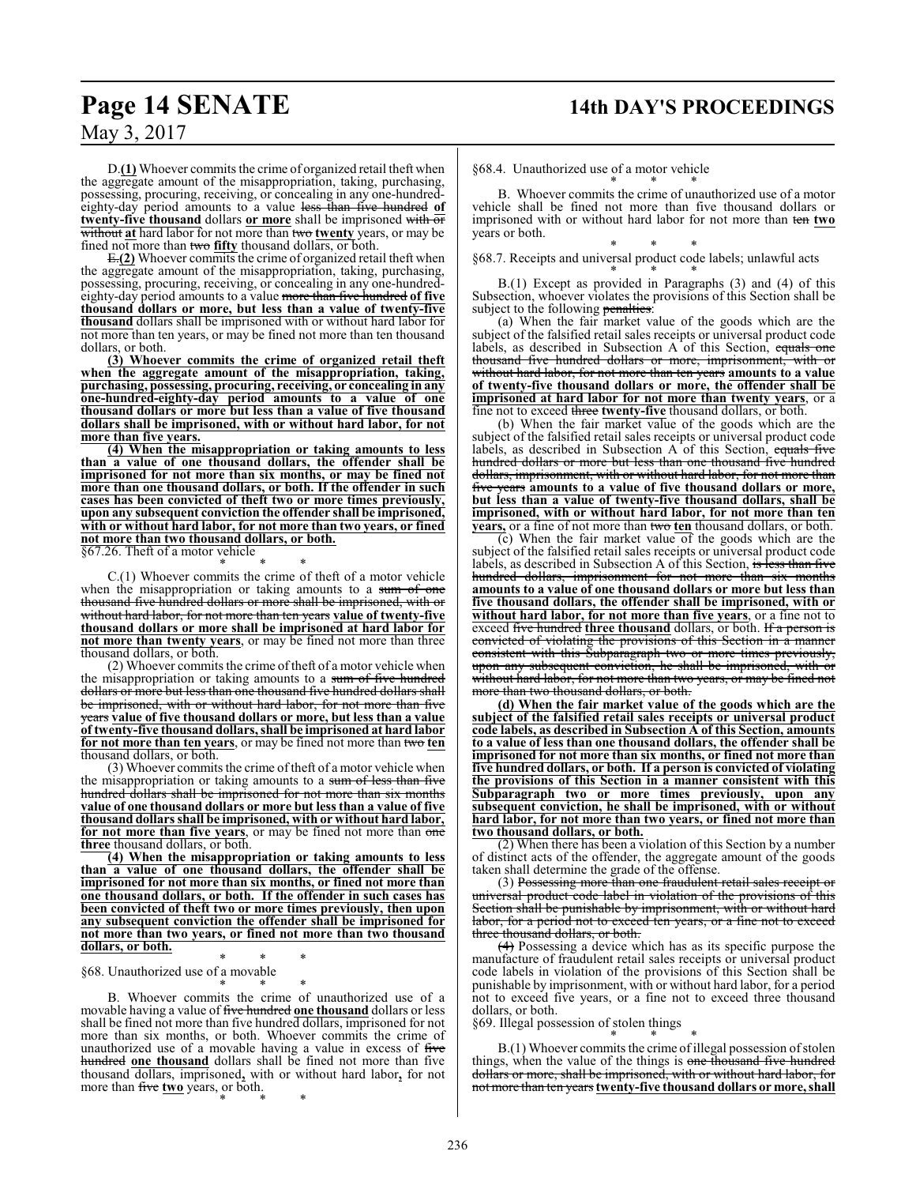D.**(1)** Whoever commits the crime of organized retail theft when the aggregate amount of the misappropriation, taking, purchasing, possessing, procuring, receiving, or concealing in any one-hundred-eighty-day period amounts to a value ~~less than five hundred~~ **of twenty-five thousand** dollars **or more** shall be imprisoned ~~with or without~~ **at** hard labor for not more than ~~two~~ **twenty** years, or may be fined not more than ~~two~~ **fifty** thousand dollars, or both.

~~E.~~**(2)** Whoever commits the crime of organized retail theft when the aggregate amount of the misappropriation, taking, purchasing, possessing, procuring, receiving, or concealing in any one-hundred-eighty-day period amounts to a value ~~more than five hundred~~ **of five thousand dollars or more, but less than a value of twenty-five thousand** dollars shall be imprisoned with or without hard labor for not more than ten years, or may be fined not more than ten thousand dollars, or both.

**(3) Whoever commits the crime of organized retail theft when the aggregate amount of the misappropriation, taking, purchasing, possessing, procuring, receiving, or concealing in any one-hundred-eighty-day period amounts to a value of one thousand dollars or more but less than a value of five thousand dollars shall be imprisoned, with or without hard labor, for not more than five years.**

**(4) When the misappropriation or taking amounts to less than a value of one thousand dollars, the offender shall be imprisoned for not more than six months, or may be fined not more than one thousand dollars, or both. If the offender in such cases has been convicted of theft two or more times previously, upon any subsequent conviction the offender shall be imprisoned, with or without hard labor, for not more than two years, or fined not more than two thousand dollars, or both.**

§67.26. Theft of a motor vehicle

\* \* \*

C.(1) Whoever commits the crime of theft of a motor vehicle when the misappropriation or taking amounts to a ~~sum of one thousand five hundred dollars or more shall be imprisoned, with or without hard labor, for not more than ten years~~ **value of twenty-five thousand dollars or more shall be imprisoned at hard labor for not more than twenty years**, or may be fined not more than three thousand dollars, or both.

(2) Whoever commits the crime of theft of a motor vehicle when the misappropriation or taking amounts to a ~~sum of five hundred dollars or more but less than one thousand five hundred dollars shall be imprisoned, with or without hard labor, for not more than five years~~ **value of five thousand dollars or more, but less than a value of twenty-five thousand dollars, shall be imprisoned at hard labor for not more than ten years**, or may be fined not more than ~~two~~ **ten** thousand dollars, or both.

(3) Whoever commits the crime of theft of a motor vehicle when the misappropriation or taking amounts to a ~~sum of less than five hundred dollars shall be imprisoned for not more than six months~~ **value of one thousand dollars or more but less than a value of five thousand dollars shall be imprisoned, with or without hard labor, for not more than five years**, or may be fined not more than ~~one~~ **three** thousand dollars, or both.

**(4) When the misappropriation or taking amounts to less than a value of one thousand dollars, the offender shall be imprisoned for not more than six months, or fined not more than one thousand dollars, or both. If the offender in such cases has been convicted of theft two or more times previously, then upon any subsequent conviction the offender shall be imprisoned for not more than two years, or fined not more than two thousand dollars, or both.**

\* \* \*

§68. Unauthorized use of a movable

\* \* \*

B. Whoever commits the crime of unauthorized use of a movable having a value of ~~five hundred~~ **one thousand** dollars or less shall be fined not more than five hundred dollars, imprisoned for not more than six months, or both. Whoever commits the crime of unauthorized use of a movable having a value in excess of ~~five hundred~~ **one thousand** dollars shall be fined not more than five thousand dollars, imprisoned**,** with or without hard labor**,** for not more than ~~five~~ **two** years, or both.

\* \* \*

§68.4. Unauthorized use of a motor vehicle

\* \* \*

B. Whoever commits the crime of unauthorized use of a motor vehicle shall be fined not more than five thousand dollars or imprisoned with or without hard labor for not more than ~~ten~~ **two** years or both.

\* \* \*

§68.7. Receipts and universal product code labels; unlawful acts

\* \* \*

B.(1) Except as provided in Paragraphs (3) and (4) of this Subsection, whoever violates the provisions of this Section shall be subject to the following ~~penalties~~:

(a) When the fair market value of the goods which are the subject of the falsified retail sales receipts or universal product code labels, as described in Subsection A of this Section, ~~equals one thousand five hundred dollars or more, imprisonment, with or without hard labor, for not more than ten years~~ **amounts to a value of twenty-five thousand dollars or more, the offender shall be imprisoned at hard labor for not more than twenty years**, or a fine not to exceed ~~three~~ **twenty-five** thousand dollars, or both.

(b) When the fair market value of the goods which are the subject of the falsified retail sales receipts or universal product code labels, as described in Subsection A of this Section, ~~equals five hundred dollars or more but less than one thousand five hundred dollars, imprisonment, with or without hard labor, for not more than five years~~ **amounts to a value of five thousand dollars or more, but less than a value of twenty-five thousand dollars, shall be imprisoned, with or without hard labor, for not more than ten years**, or a fine of not more than ~~two~~ **ten** thousand dollars, or both.

(c) When the fair market value of the goods which are the subject of the falsified retail sales receipts or universal product code labels, as described in Subsection A of this Section, ~~is less than five hundred dollars, imprisonment for not more than six months~~ **amounts to a value of one thousand dollars or more but less than five thousand dollars, the offender shall be imprisoned, with or without hard labor, for not more than five years**, or a fine not to exceed ~~five hundred~~ **three thousand** dollars, or both. ~~If a person is convicted of violating the provisions of this Section in a manner consistent with this Subparagraph two or more times previously, upon any subsequent conviction, he shall be imprisoned, with or without hard labor, for not more than two years, or may be fined not more than two thousand dollars, or both.~~

**(d) When the fair market value of the goods which are the subject of the falsified retail sales receipts or universal product code labels, as described in Subsection A of this Section, amounts to a value of less than one thousand dollars, the offender shall be imprisoned for not more than six months, or fined not more than five hundred dollars, or both. If a person is convicted of violating the provisions of this Section in a manner consistent with this Subparagraph two or more times previously, upon any subsequent conviction, he shall be imprisoned, with or without hard labor, for not more than two years, or fined not more than two thousand dollars, or both.**

(2) When there has been a violation of this Section by a number of distinct acts of the offender, the aggregate amount of the goods taken shall determine the grade of the offense.

(3) ~~Possessing more than one fraudulent retail sales receipt or universal product code label in violation of the provisions of this Section shall be punishable by imprisonment, with or without hard labor, for a period not to exceed ten years, or a fine not to exceed three thousand dollars, or both.~~

~~(4)~~ Possessing a device which has as its specific purpose the manufacture of fraudulent retail sales receipts or universal product code labels in violation of the provisions of this Section shall be punishable by imprisonment, with or without hard labor, for a period not to exceed five years, or a fine not to exceed three thousand dollars, or both.

§69. Illegal possession of stolen things

\* \* \*

B.(1) Whoever commits the crime of illegal possession of stolen things, when the value of the things is ~~one thousand five hundred dollars or more, shall be imprisoned, with or without hard labor, for not more than ten years~~ **twenty-five thousand dollars or more, shall**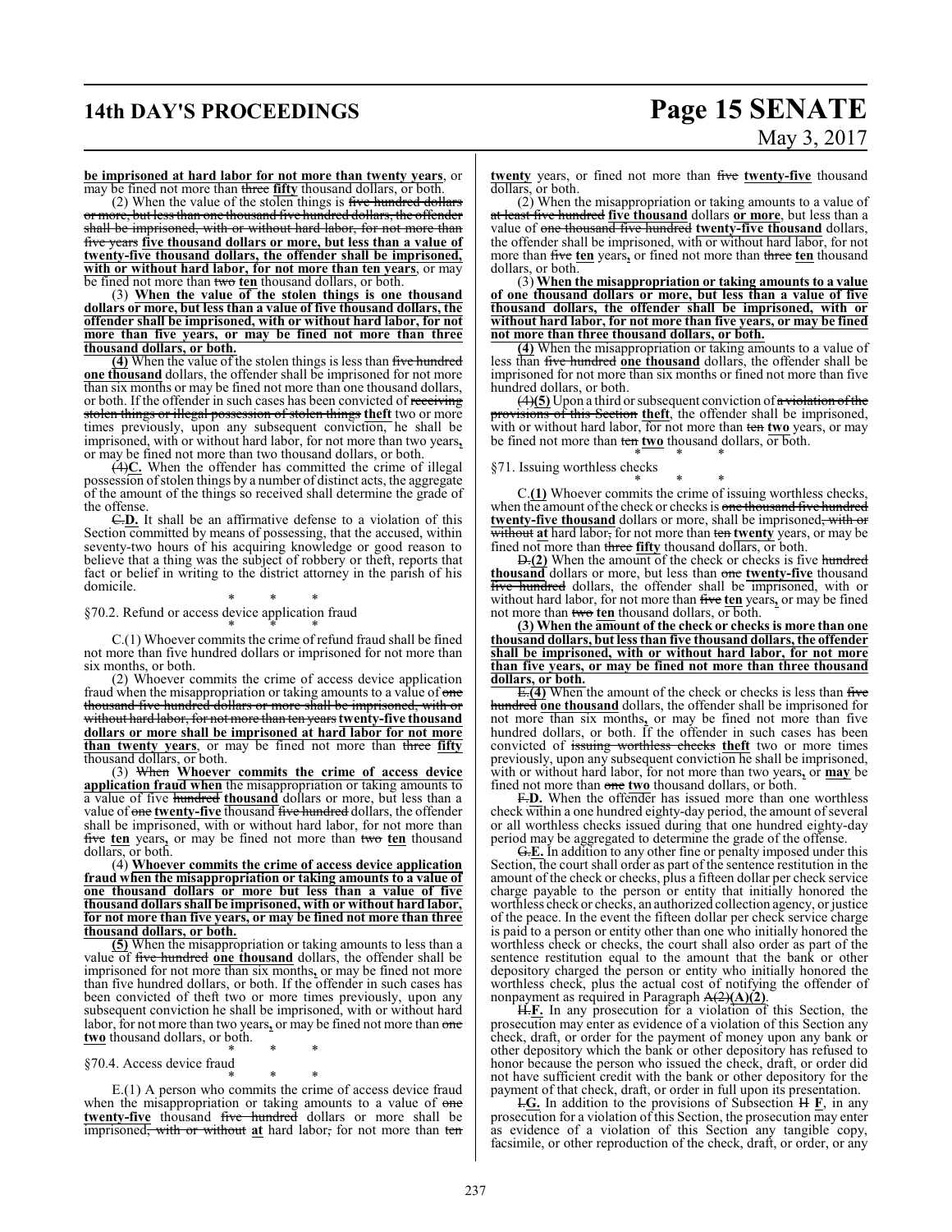**be imprisoned at hard labor for not more than twenty years**, or may be fined not more than three **fifty** thousand dollars, or both.

(2) When the value of the stolen things is five hundred dollars or more, but less than one thousand five hundred dollars, the offender shall be imprisoned, with or without hard labor, for not more than five years **five thousand dollars or more, but less than a value of twenty-five thousand dollars, the offender shall be imprisoned, with or without hard labor, for not more than ten years**, or may be fined not more than two **ten** thousand dollars, or both.

(3) **When the value of the stolen things is one thousand dollars or more, but less than a value of five thousand dollars, the offender shall be imprisoned, with or without hard labor, for not more than five years, or may be fined not more than three thousand dollars, or both.**

**(4)** When the value of the stolen things is less than five hundred **one thousand** dollars, the offender shall be imprisoned for not more than six months or may be fined not more than one thousand dollars, or both. If the offender in such cases has been convicted of receiving stolen things or illegal possession of stolen things **theft** two or more times previously, upon any subsequent conviction, he shall be imprisoned, with or without hard labor, for not more than two years**,** or may be fined not more than two thousand dollars, or both.

(4)**C.** When the offender has committed the crime of illegal possession of stolen things by a number of distinct acts, the aggregate of the amount of the things so received shall determine the grade of the offense.

C.**D.** It shall be an affirmative defense to a violation of this Section committed by means of possessing, that the accused, within seventy-two hours of his acquiring knowledge or good reason to believe that a thing was the subject of robbery or theft, reports that fact or belief in writing to the district attorney in the parish of his domicile.

\* \* \*

§70.2. Refund or access device application fraud

\* \* \*

C.(1) Whoever commits the crime of refund fraud shall be fined not more than five hundred dollars or imprisoned for not more than six months, or both.

(2) Whoever commits the crime of access device application fraud when the misappropriation or taking amounts to a value of one thousand five hundred dollars or more shall be imprisoned, with or without hard labor, for not more than ten years **twenty-five thousand dollars or more shall be imprisoned at hard labor for not more than twenty years**, or may be fined not more than three **fifty** thousand dollars, or both.

(3) When **Whoever commits the crime of access device application fraud when** the misappropriation or taking amounts to a value of five hundred **thousand** dollars or more, but less than a value of one **twenty-five** thousand five hundred dollars, the offender shall be imprisoned, with or without hard labor, for not more than five **ten** years**,** or may be fined not more than two **ten** thousand dollars, or both.

(4) **Whoever commits the crime of access device application fraud when the misappropriation or taking amounts to a value of one thousand dollars or more but less than a value of five thousand dollars shall be imprisoned, with or without hard labor, for not more than five years, or may be fined not more than three thousand dollars, or both.**

**(5)** When the misappropriation or taking amounts to less than a value of five hundred **one thousand** dollars, the offender shall be imprisoned for not more than six months**,** or may be fined not more than five hundred dollars, or both. If the offender in such cases has been convicted of theft two or more times previously, upon any subsequent conviction he shall be imprisoned, with or without hard labor, for not more than two years**,** or may be fined not more than one **two** thousand dollars, or both.

\* \* \*

§70.4. Access device fraud

\* \* \*

E.(1) A person who commits the crime of access device fraud when the misappropriation or taking amounts to a value of one **twenty-five** thousand five hundred dollars or more shall be imprisoned, with or without **at** hard labor, for not more than ten **twenty** years, or fined not more than five **twenty-five** thousand dollars, or both.

(2) When the misappropriation or taking amounts to a value of at least five hundred **five thousand** dollars **or more**, but less than a value of one thousand five hundred **twenty-five thousand** dollars, the offender shall be imprisoned, with or without hard labor, for not more than five **ten** years**,** or fined not more than three **ten** thousand dollars, or both.

(3) **When the misappropriation or taking amounts to a value of one thousand dollars or more, but less than a value of five thousand dollars, the offender shall be imprisoned, with or without hard labor, for not more than five years, or may be fined not more than three thousand dollars, or both.**

**(4)** When the misappropriation or taking amounts to a value of less than five hundred **one thousand** dollars, the offender shall be imprisoned for not more than six months or fined not more than five hundred dollars, or both.

(4)**(5)** Upon a third or subsequent conviction of a violation of the provisions of this Section **theft**, the offender shall be imprisoned, with or without hard labor, for not more than ten **two** years, or may be fined not more than ten **two** thousand dollars, or both.

\* \* \*

§71. Issuing worthless checks

\* \* \*

C.**(1)** Whoever commits the crime of issuing worthless checks, when the amount of the check or checks is one thousand five hundred **twenty-five thousand** dollars or more, shall be imprisoned, with or without **at** hard labor, for not more than ten **twenty** years, or may be fined not more than three **fifty** thousand dollars, or both.

D.**(2)** When the amount of the check or checks is five hundred **thousand** dollars or more, but less than one **twenty-five** thousand five hundred dollars, the offender shall be imprisoned, with or without hard labor, for not more than five **ten** years**,** or may be fined not more than two **ten** thousand dollars, or both.

**(3) When the amount of the check or checks is more than one thousand dollars, but less than five thousand dollars, the offender shall be imprisoned, with or without hard labor, for not more than five years, or may be fined not more than three thousand dollars, or both.**

E.**(4)** When the amount of the check or checks is less than five hundred **one thousand** dollars, the offender shall be imprisoned for not more than six months**,** or may be fined not more than five hundred dollars, or both. If the offender in such cases has been convicted of issuing worthless checks **theft** two or more times previously, upon any subsequent conviction he shall be imprisoned, with or without hard labor, for not more than two years**,** or **may** be fined not more than one **two** thousand dollars, or both.

F.**D.** When the offender has issued more than one worthless check within a one hundred eighty-day period, the amount of several or all worthless checks issued during that one hundred eighty-day period may be aggregated to determine the grade of the offense.

G.**E.** In addition to any other fine or penalty imposed under this Section, the court shall order as part of the sentence restitution in the amount of the check or checks, plus a fifteen dollar per check service charge payable to the person or entity that initially honored the worthless check or checks, an authorized collection agency, or justice of the peace. In the event the fifteen dollar per check service charge is paid to a person or entity other than one who initially honored the worthless check or checks, the court shall also order as part of the sentence restitution equal to the amount that the bank or other depository charged the person or entity who initially honored the worthless check, plus the actual cost of notifying the offender of nonpayment as required in Paragraph A(2)**(A)(2)**.

H.**F.** In any prosecution for a violation of this Section, the prosecution may enter as evidence of a violation of this Section any check, draft, or order for the payment of money upon any bank or other depository which the bank or other depository has refused to honor because the person who issued the check, draft, or order did not have sufficient credit with the bank or other depository for the payment of that check, draft, or order in full upon its presentation.

I.**G.** In addition to the provisions of Subsection H **F**, in any prosecution for a violation of this Section, the prosecution may enter as evidence of a violation of this Section any tangible copy, facsimile, or other reproduction of the check, draft, or order, or any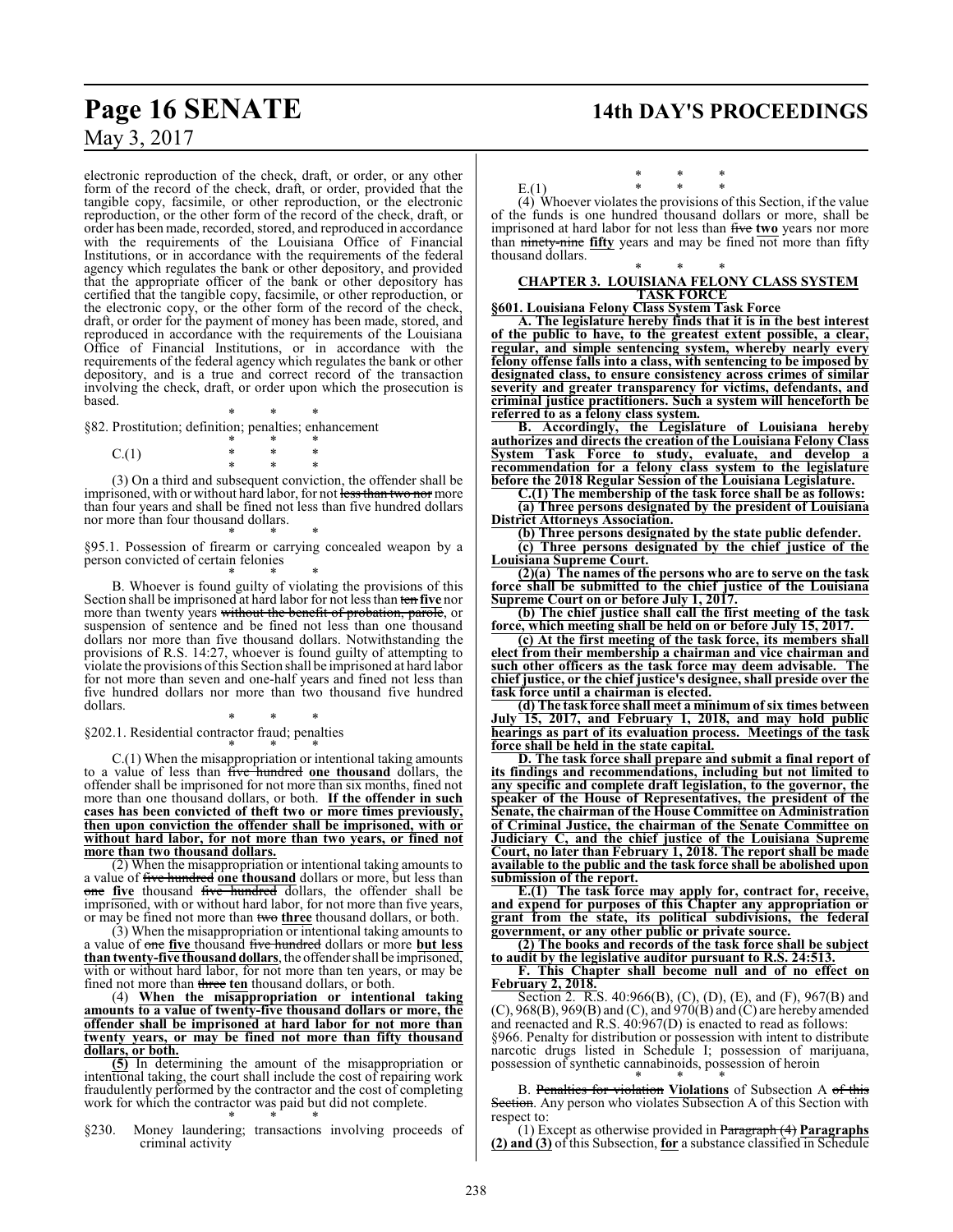electronic reproduction of the check, draft, or order, or any other form of the record of the check, draft, or order, provided that the tangible copy, facsimile, or other reproduction, or the electronic reproduction, or the other form of the record of the check, draft, or order has been made, recorded, stored, and reproduced in accordance with the requirements of the Louisiana Office of Financial Institutions, or in accordance with the requirements of the federal agency which regulates the bank or other depository, and provided that the appropriate officer of the bank or other depository has certified that the tangible copy, facsimile, or other reproduction, or the electronic copy, or the other form of the record of the check, draft, or order for the payment of money has been made, stored, and reproduced in accordance with the requirements of the Louisiana Office of Financial Institutions, or in accordance with the requirements of the federal agency which regulates the bank or other depository, and is a true and correct record of the transaction involving the check, draft, or order upon which the prosecution is based.

\* \* \*

§82. Prostitution; definition; penalties; enhancement

\* \* \*

C.(1) \* \* \*

\* \* \*

(3) On a third and subsequent conviction, the offender shall be imprisoned, with or without hard labor, for not ~~less than two nor~~ more than four years and shall be fined not less than five hundred dollars nor more than four thousand dollars.

\* \* \*

§95.1. Possession of firearm or carrying concealed weapon by a person convicted of certain felonies

\* \* \*

B. Whoever is found guilty of violating the provisions of this Section shall be imprisoned at hard labor for not less than ~~ten~~ **five** nor more than twenty years ~~without the benefit of probation, parole,~~ or suspension of sentence and be fined not less than one thousand dollars nor more than five thousand dollars. Notwithstanding the provisions of R.S. 14:27, whoever is found guilty of attempting to violate the provisions of this Section shall be imprisoned at hard labor for not more than seven and one-half years and fined not less than five hundred dollars nor more than two thousand five hundred dollars.

\* \* \*

§202.1. Residential contractor fraud; penalties

\* \* \*

C.(1) When the misappropriation or intentional taking amounts to a value of less than ~~five hundred~~ **one thousand** dollars, the offender shall be imprisoned for not more than six months, fined not more than one thousand dollars, or both. **If the offender in such cases has been convicted of theft two or more times previously, then upon conviction the offender shall be imprisoned, with or without hard labor, for not more than two years, or fined not more than two thousand dollars.**

(2) When the misappropriation or intentional taking amounts to a value of ~~five hundred~~ **one thousand** dollars or more, but less than ~~one~~ **five** thousand ~~five hundred~~ dollars, the offender shall be imprisoned, with or without hard labor, for not more than five years, or may be fined not more than ~~two~~ **three** thousand dollars, or both.

(3) When the misappropriation or intentional taking amounts to a value of ~~one~~ **five** thousand ~~five hundred~~ dollars or more **but less than twenty-five thousand dollars**, the offender shall be imprisoned, with or without hard labor, for not more than ten years, or may be fined not more than ~~three~~ **ten** thousand dollars, or both.

**(4) When the misappropriation or intentional taking amounts to a value of twenty-five thousand dollars or more, the offender shall be imprisoned at hard labor for not more than twenty years, or may be fined not more than fifty thousand dollars, or both.**

~~(4)~~ **(5)** In determining the amount of the misappropriation or intentional taking, the court shall include the cost of repairing work fraudulently performed by the contractor and the cost of completing work for which the contractor was paid but did not complete.

\* \* \*

§230. Money laundering; transactions involving proceeds of criminal activity

\* \* \*

E.(1) \* \* \*

(4) Whoever violates the provisions of this Section, if the value of the funds is one hundred thousand dollars or more, shall be imprisoned at hard labor for not less than ~~five~~ **two** years nor more than ~~ninety-nine~~ **fifty** years and may be fined not more than fifty thousand dollars.

\* \* \*

**CHAPTER 3. LOUISIANA FELONY CLASS SYSTEM TASK FORCE**

**§601. Louisiana Felony Class System Task Force**

**A. The legislature hereby finds that it is in the best interest of the public to have, to the greatest extent possible, a clear, regular, and simple sentencing system, whereby nearly every felony offense falls into a class, with sentencing to be imposed by designated class, to ensure consistency across crimes of similar severity and greater transparency for victims, defendants, and criminal justice practitioners. Such a system will henceforth be referred to as a felony class system.**

**B. Accordingly, the Legislature of Louisiana hereby authorizes and directs the creation of the Louisiana Felony Class System Task Force to study, evaluate, and develop a recommendation for a felony class system to the legislature before the 2018 Regular Session of the Louisiana Legislature.**

**C.(1) The membership of the task force shall be as follows:**

**(a) Three persons designated by the president of Louisiana District Attorneys Association.**

**(b) Three persons designated by the state public defender.**

**(c) Three persons designated by the chief justice of the Louisiana Supreme Court.**

**(2)(a) The names of the persons who are to serve on the task force shall be submitted to the chief justice of the Louisiana Supreme Court on or before July 1, 2017.**

**(b) The chief justice shall call the first meeting of the task force, which meeting shall be held on or before July 15, 2017.**

**(c) At the first meeting of the task force, its members shall elect from their membership a chairman and vice chairman and such other officers as the task force may deem advisable. The chief justice, or the chief justice's designee, shall preside over the task force until a chairman is elected.**

**(d) The task force shall meet a minimum of six times between July 15, 2017, and February 1, 2018, and may hold public hearings as part of its evaluation process. Meetings of the task force shall be held in the state capital.**

**D. The task force shall prepare and submit a final report of its findings and recommendations, including but not limited to any specific and complete draft legislation, to the governor, the speaker of the House of Representatives, the president of the Senate, the chairman of the House Committee on Administration of Criminal Justice, the chairman of the Senate Committee on Judiciary C, and the chief justice of the Louisiana Supreme Court, no later than February 1, 2018. The report shall be made available to the public and the task force shall be abolished upon submission of the report.**

**E.(1) The task force may apply for, contract for, receive, and expend for purposes of this Chapter any appropriation or grant from the state, its political subdivisions, the federal government, or any other public or private source.**

**(2) The books and records of the task force shall be subject to audit by the legislative auditor pursuant to R.S. 24:513.**

**F. This Chapter shall become null and of no effect on February 2, 2018.**

Section 2. R.S. 40:966(B), (C), (D), (E), and (F), 967(B) and (C), 968(B), 969(B) and (C), and 970(B) and (C) are hereby amended and reenacted and R.S. 40:967(D) is enacted to read as follows:

§966. Penalty for distribution or possession with intent to distribute narcotic drugs listed in Schedule I; possession of marijuana, possession of synthetic cannabinoids, possession of heroin

\* \* \*

B. ~~Penalties for violation~~ **Violations** of Subsection A ~~of this Section~~. Any person who violates Subsection A of this Section with respect to:

(1) Except as otherwise provided in ~~Paragraph (4)~~ **Paragraphs (2) and (3)** of this Subsection, **for** a substance classified in Schedule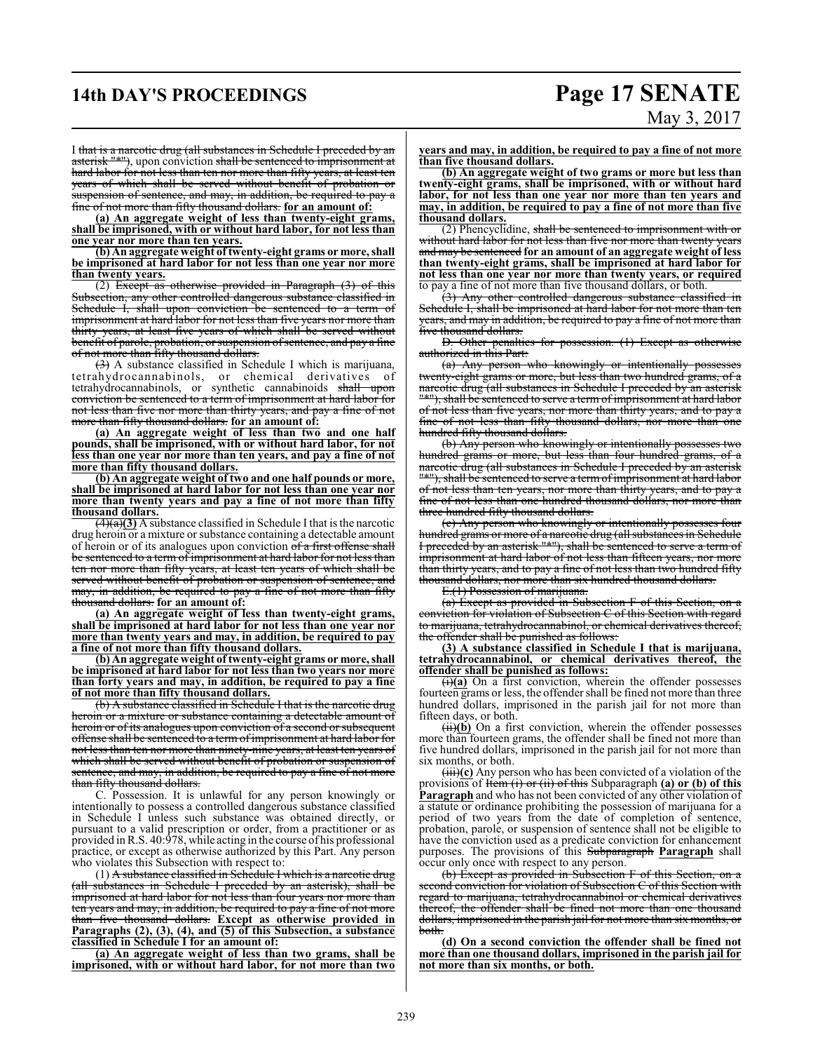I ~~that is a narcotic drug (all substances in Schedule I preceded by an asterisk "*")~~, upon conviction ~~shall be sentenced to imprisonment at hard labor for not less than ten nor more than fifty years, at least ten years of which shall be served without benefit of probation or suspension of sentence, and may, in addition, be required to pay a fine of not more than fifty thousand dollars.~~ **for an amount of:**

**(a) An aggregate weight of less than twenty-eight grams, shall be imprisoned, with or without hard labor, for not less than one year nor more than ten years.**

**(b) An aggregate weight of twenty-eight grams or more, shall be imprisoned at hard labor for not less than one year nor more than twenty years.**

(2) ~~Except as otherwise provided in Paragraph (3) of this Subsection, any other controlled dangerous substance classified in Schedule I, shall upon conviction be sentenced to a term of imprisonment at hard labor for not less than five years nor more than thirty years, at least five years of which shall be served without benefit of parole, probation, or suspension of sentence, and pay a fine of not more than fifty thousand dollars.~~

~~(3)~~ A substance classified in Schedule I which is marijuana, tetrahydrocannabinols, or chemical derivatives of tetrahydrocannabinols, or synthetic cannabinoids ~~shall upon conviction be sentenced to a term of imprisonment at hard labor for not less than five nor more than thirty years, and pay a fine of not more than fifty thousand dollars.~~ **for an amount of:**

**(a) An aggregate weight of less than two and one half pounds, shall be imprisoned, with or without hard labor, for not less than one year nor more than ten years, and pay a fine of not more than fifty thousand dollars.**

**(b) An aggregate weight of two and one half pounds or more, shall be imprisoned at hard labor for not less than one year nor more than twenty years and pay a fine of not more than fifty thousand dollars.**

~~(4)(a)~~**(3)** A substance classified in Schedule I that is the narcotic drug heroin or a mixture or substance containing a detectable amount of heroin or of its analogues upon conviction ~~of a first offense shall be sentenced to a term of imprisonment at hard labor for not less than ten nor more than fifty years, at least ten years of which shall be served without benefit of probation or suspension of sentence, and may, in addition, be required to pay a fine of not more than fifty thousand dollars.~~ **for an amount of:**

**(a) An aggregate weight of less than twenty-eight grams, shall be imprisoned at hard labor for not less than one year nor more than twenty years and may, in addition, be required to pay a fine of not more than fifty thousand dollars.**

**(b) An aggregate weight of twenty-eight grams or more, shall be imprisoned at hard labor for not less than two years nor more than forty years and may, in addition, be required to pay a fine of not more than fifty thousand dollars.**

~~(b) A substance classified in Schedule I that is the narcotic drug heroin or a mixture or substance containing a detectable amount of heroin or of its analogues upon conviction of a second or subsequent offense shall be sentenced to a term of imprisonment at hard labor for not less than ten nor more than ninety-nine years, at least ten years of which shall be served without benefit of probation or suspension of sentence, and may, in addition, be required to pay a fine of not more than fifty thousand dollars.~~

C. Possession. It is unlawful for any person knowingly or intentionally to possess a controlled dangerous substance classified in Schedule I unless such substance was obtained directly, or pursuant to a valid prescription or order, from a practitioner or as provided in R.S. 40:978, while acting in the course of his professional practice, or except as otherwise authorized by this Part. Any person who violates this Subsection with respect to:

(1) ~~A substance classified in Schedule I which is a narcotic drug (all substances in Schedule I preceded by an asterisk), shall be imprisoned at hard labor for not less than four years nor more than ten years and may, in addition, be required to pay a fine of not more than five thousand dollars.~~ **Except as otherwise provided in Paragraphs (2), (3), (4), and (5) of this Subsection, a substance classified in Schedule I for an amount of:**

**(a) An aggregate weight of less than two grams, shall be imprisoned, with or without hard labor, for not more than two years and may, in addition, be required to pay a fine of not more than five thousand dollars.**

**(b) An aggregate weight of two grams or more but less than twenty-eight grams, shall be imprisoned, with or without hard labor, for not less than one year nor more than ten years and may, in addition, be required to pay a fine of not more than five thousand dollars.**

(2) Phencyclidine, ~~shall be sentenced to imprisonment with or without hard labor for not less than five nor more than twenty years and may be sentenced~~ **for an amount of an aggregate weight of less than twenty-eight grams, shall be imprisoned at hard labor for not less than one year nor more than twenty years, or required** to pay a fine of not more than five thousand dollars, or both.

~~(3) Any other controlled dangerous substance classified in Schedule I, shall be imprisoned at hard labor for not more than ten years, and may in addition, be required to pay a fine of not more than five thousand dollars.~~

~~D. Other penalties for possession. (1) Except as otherwise authorized in this Part:~~

~~(a) Any person who knowingly or intentionally possesses twenty-eight grams or more, but less than two hundred grams, of a narcotic drug (all substances in Schedule I preceded by an asterisk "*"), shall be sentenced to serve a term of imprisonment at hard labor of not less than five years, nor more than thirty years, and to pay a fine of not less than fifty thousand dollars, nor more than one hundred fifty thousand dollars.~~

~~(b) Any person who knowingly or intentionally possesses two hundred grams or more, but less than four hundred grams, of a narcotic drug (all substances in Schedule I preceded by an asterisk "*"), shall be sentenced to serve a term of imprisonment at hard labor of not less than ten years, nor more than thirty years, and to pay a fine of not less than one hundred thousand dollars, nor more than three hundred fifty thousand dollars.~~

~~(c) Any person who knowingly or intentionally possesses four hundred grams or more of a narcotic drug (all substances in Schedule I preceded by an asterisk "*"), shall be sentenced to serve a term of imprisonment at hard labor of not less than fifteen years, nor more than thirty years, and to pay a fine of not less than two hundred fifty thousand dollars, nor more than six hundred thousand dollars.~~

~~E.(1) Possession of marijuana.~~

~~(a) Except as provided in Subsection F of this Section, on a conviction for violation of Subsection C of this Section with regard to marijuana, tetrahydrocannabinol, or chemical derivatives thereof, the offender shall be punished as follows:~~

**(3) A substance classified in Schedule I that is marijuana, tetrahydrocannabinol, or chemical derivatives thereof, the offender shall be punished as follows:**

~~(i)~~**(a)** On a first conviction, wherein the offender possesses fourteen grams or less, the offender shall be fined not more than three hundred dollars, imprisoned in the parish jail for not more than fifteen days, or both.

~~(ii)~~**(b)** On a first conviction, wherein the offender possesses more than fourteen grams, the offender shall be fined not more than five hundred dollars, imprisoned in the parish jail for not more than six months, or both.

~~(iii)~~**(c)** Any person who has been convicted of a violation of the provisions of ~~Item (i) or (ii) of this~~ Subparagraph **(a) or (b) of this Paragraph** and who has not been convicted of any other violation of a statute or ordinance prohibiting the possession of marijuana for a period of two years from the date of completion of sentence, probation, parole, or suspension of sentence shall not be eligible to have the conviction used as a predicate conviction for enhancement purposes. The provisions of this ~~Subparagraph~~ **Paragraph** shall occur only once with respect to any person.

~~(b) Except as provided in Subsection F of this Section, on a second conviction for violation of Subsection C of this Section with regard to marijuana, tetrahydrocannabinol or chemical derivatives thereof, the offender shall be fined not more than one thousand dollars, imprisoned in the parish jail for not more than six months, or both.~~

**(d) On a second conviction the offender shall be fined not more than one thousand dollars, imprisoned in the parish jail for not more than six months, or both.**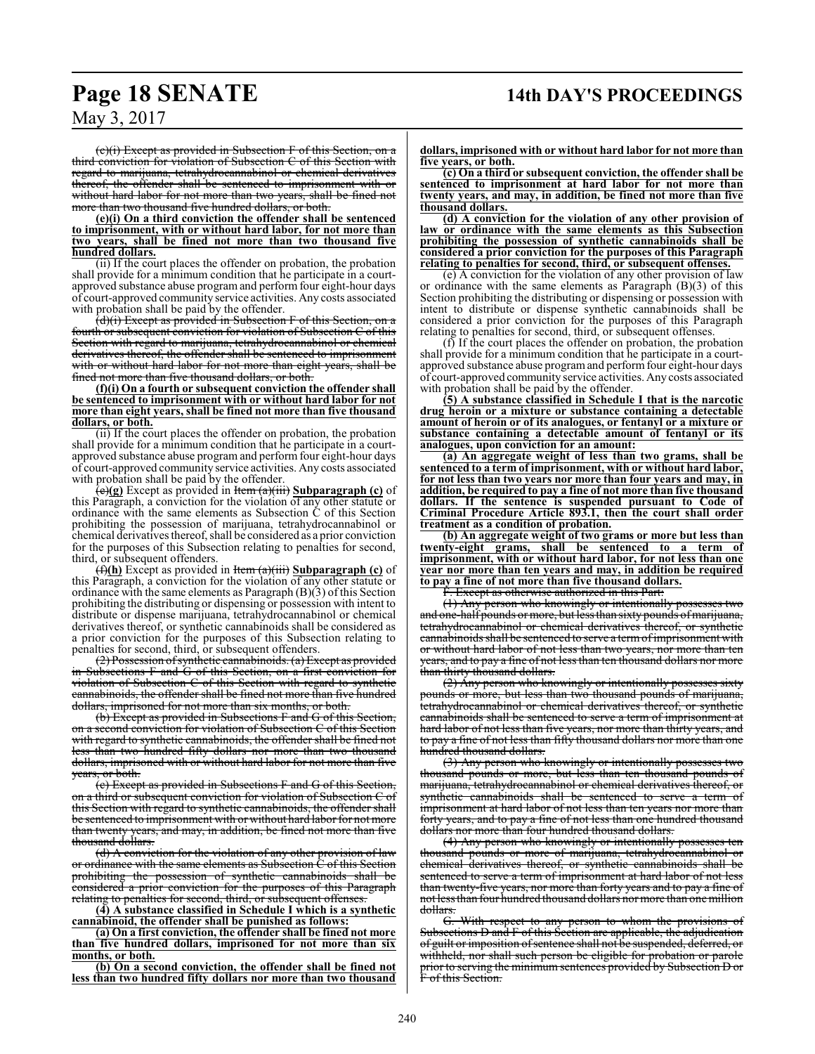(c)(i) Except as provided in Subsection F of this Section, on a third conviction for violation of Subsection C of this Section with regard to marijuana, tetrahydrocannabinol or chemical derivatives thereof, the offender shall be sentenced to imprisonment with or without hard labor for not more than two years, shall be fined not more than two thousand five hundred dollars, or both.

**(e)(i) On a third conviction the offender shall be sentenced to imprisonment, with or without hard labor, for not more than two years, shall be fined not more than two thousand five hundred dollars.**

(ii) If the court places the offender on probation, the probation shall provide for a minimum condition that he participate in a court-approved substance abuse program and perform four eight-hour days of court-approved community service activities. Any costs associated with probation shall be paid by the offender.

(d)(i) Except as provided in Subsection F of this Section, on a fourth or subsequent conviction for violation of Subsection C of this Section with regard to marijuana, tetrahydrocannabinol or chemical derivatives thereof, the offender shall be sentenced to imprisonment with or without hard labor for not more than eight years, shall be fined not more than five thousand dollars, or both.

**(f)(i) On a fourth or subsequent conviction the offender shall be sentenced to imprisonment with or without hard labor for not more than eight years, shall be fined not more than five thousand dollars, or both.**

(ii) If the court places the offender on probation, the probation shall provide for a minimum condition that he participate in a court-approved substance abuse program and perform four eight-hour days of court-approved community service activities. Any costs associated with probation shall be paid by the offender.

(e)**(g)** Except as provided in Item (a)(iii) **Subparagraph (c)** of this Paragraph, a conviction for the violation of any other statute or ordinance with the same elements as Subsection C of this Section prohibiting the possession of marijuana, tetrahydrocannabinol or chemical derivatives thereof, shall be considered as a prior conviction for the purposes of this Subsection relating to penalties for second, third, or subsequent offenders.

(f)**(h)** Except as provided in Item (a)(iii) **Subparagraph (c)** of this Paragraph, a conviction for the violation of any other statute or ordinance with the same elements as Paragraph (B)(3) of this Section prohibiting the distributing or dispensing or possession with intent to distribute or dispense marijuana, tetrahydrocannabinol or chemical derivatives thereof, or synthetic cannabinoids shall be considered as a prior conviction for the purposes of this Subsection relating to penalties for second, third, or subsequent offenders.

(2) Possession of synthetic cannabinoids. (a) Except as provided in Subsections F and G of this Section, on a first conviction for violation of Subsection C of this Section with regard to synthetic cannabinoids, the offender shall be fined not more than five hundred dollars, imprisoned for not more than six months, or both.

(b) Except as provided in Subsections F and G of this Section, on a second conviction for violation of Subsection C of this Section with regard to synthetic cannabinoids, the offender shall be fined not less than two hundred fifty dollars nor more than two thousand dollars, imprisoned with or without hard labor for not more than five years, or both.

(c) Except as provided in Subsections F and G of this Section, on a third or subsequent conviction for violation of Subsection C of this Section with regard to synthetic cannabinoids, the offender shall be sentenced to imprisonment with or without hard labor for not more than twenty years, and may, in addition, be fined not more than five thousand dollars.

(d) A conviction for the violation of any other provision of law or ordinance with the same elements as Subsection C of this Section prohibiting the possession of synthetic cannabinoids shall be considered a prior conviction for the purposes of this Paragraph relating to penalties for second, third, or subsequent offenses.

**(4) A substance classified in Schedule I which is a synthetic cannabinoid, the offender shall be punished as follows:**

**(a) On a first conviction, the offender shall be fined not more than five hundred dollars, imprisoned for not more than six months, or both.**

**(b) On a second conviction, the offender shall be fined not less than two hundred fifty dollars nor more than two thousand dollars, imprisoned with or without hard labor for not more than five years, or both.**

**(c) On a third or subsequent conviction, the offender shall be sentenced to imprisonment at hard labor for not more than twenty years, and may, in addition, be fined not more than five thousand dollars.**

**(d) A conviction for the violation of any other provision of law or ordinance with the same elements as this Subsection prohibiting the possession of synthetic cannabinoids shall be considered a prior conviction for the purposes of this Paragraph relating to penalties for second, third, or subsequent offenses.**

(e) A conviction for the violation of any other provision of law or ordinance with the same elements as Paragraph (B)(3) of this Section prohibiting the distributing or dispensing or possession with intent to distribute or dispense synthetic cannabinoids shall be considered a prior conviction for the purposes of this Paragraph relating to penalties for second, third, or subsequent offenses.

(f) If the court places the offender on probation, the probation shall provide for a minimum condition that he participate in a court-approved substance abuse program and perform four eight-hour days of court-approved community service activities. Any costs associated with probation shall be paid by the offender.

**(5) A substance classified in Schedule I that is the narcotic drug heroin or a mixture or substance containing a detectable amount of heroin or of its analogues, or fentanyl or a mixture or substance containing a detectable amount of fentanyl or its analogues, upon conviction for an amount:**

**(a) An aggregate weight of less than two grams, shall be sentenced to a term of imprisonment, with or without hard labor, for not less than two years nor more than four years and may, in addition, be required to pay a fine of not more than five thousand dollars. If the sentence is suspended pursuant to Code of Criminal Procedure Article 893.1, then the court shall order treatment as a condition of probation.**

**(b) An aggregate weight of two grams or more but less than twenty-eight grams, shall be sentenced to a term of imprisonment, with or without hard labor, for not less than one year nor more than ten years and may, in addition be required to pay a fine of not more than five thousand dollars.**

F. Except as otherwise authorized in this Part:

(1) Any person who knowingly or intentionally possesses two and one-half pounds or more, but less than sixty pounds of marijuana, tetrahydrocannabinol or chemical derivatives thereof, or synthetic cannabinoids shall be sentenced to serve a term of imprisonment with or without hard labor of not less than two years, nor more than ten years, and to pay a fine of not less than ten thousand dollars nor more than thirty thousand dollars.

(2) Any person who knowingly or intentionally possesses sixty pounds or more, but less than two thousand pounds of marijuana, tetrahydrocannabinol or chemical derivatives thereof, or synthetic cannabinoids shall be sentenced to serve a term of imprisonment at hard labor of not less than five years, nor more than thirty years, and to pay a fine of not less than fifty thousand dollars nor more than one hundred thousand dollars.

(3) Any person who knowingly or intentionally possesses two thousand pounds or more, but less than ten thousand pounds of marijuana, tetrahydrocannabinol or chemical derivatives thereof, or synthetic cannabinoids shall be sentenced to serve a term of imprisonment at hard labor of not less than ten years nor more than forty years, and to pay a fine of not less than one hundred thousand dollars nor more than four hundred thousand dollars.

(4) Any person who knowingly or intentionally possesses ten thousand pounds or more of marijuana, tetrahydrocannabinol or chemical derivatives thereof, or synthetic cannabinoids shall be sentenced to serve a term of imprisonment at hard labor of not less than twenty-five years, nor more than forty years and to pay a fine of not less than four hundred thousand dollars nor more than one million dollars.

G. With respect to any person to whom the provisions of Subsections D and F of this Section are applicable, the adjudication of guilt or imposition of sentence shall not be suspended, deferred, or withheld, nor shall such person be eligible for probation or parole prior to serving the minimum sentences provided by Subsection D or F of this Section.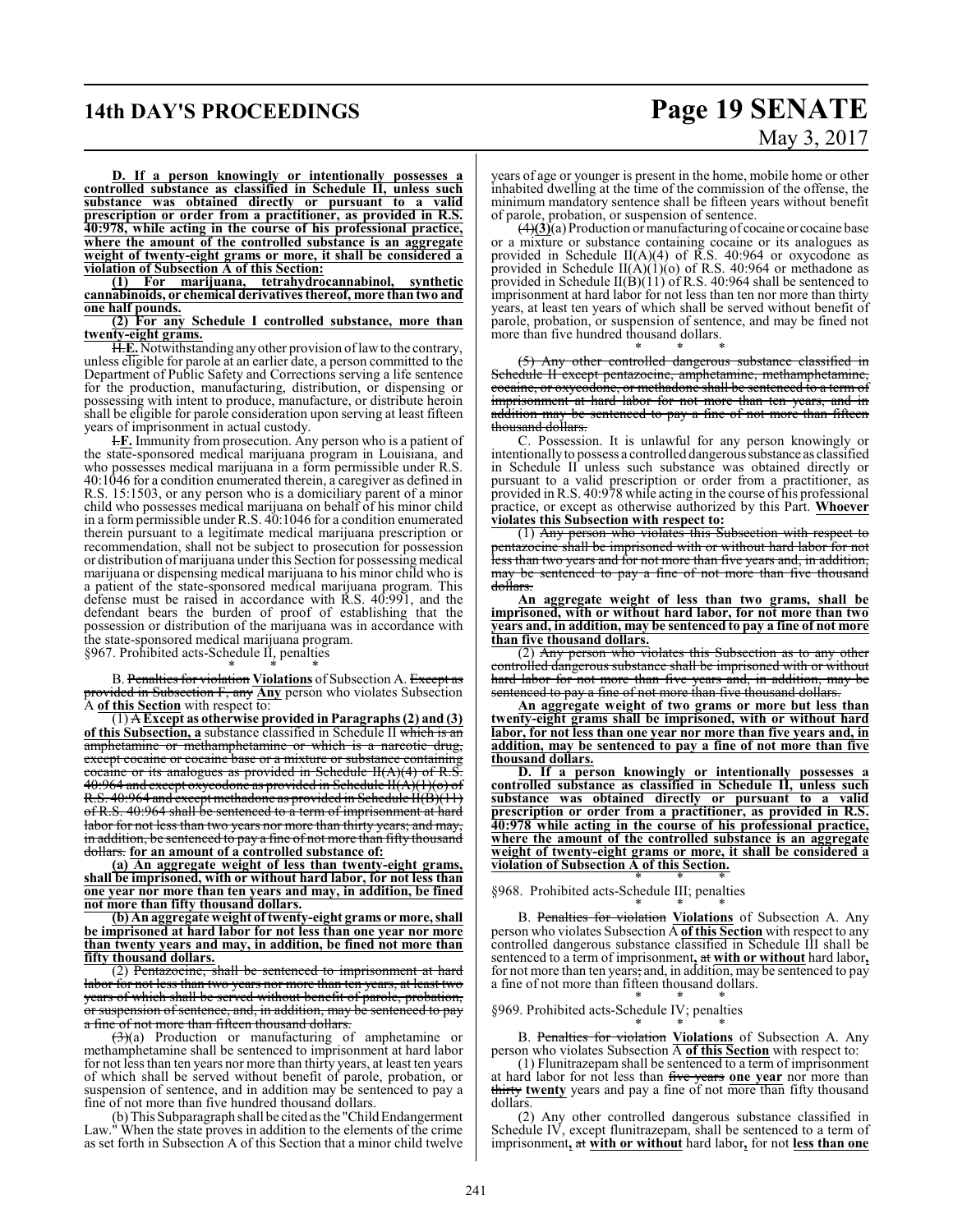**D. If a person knowingly or intentionally possesses a controlled substance as classified in Schedule II, unless such substance was obtained directly or pursuant to a valid prescription or order from a practitioner, as provided in R.S. 40:978, while acting in the course of his professional practice, where the amount of the controlled substance is an aggregate weight of twenty-eight grams or more, it shall be considered a violation of Subsection A of this Section:**

**(1) For marijuana, tetrahydrocannabinol, synthetic cannabinoids, or chemical derivatives thereof, more than two and one half pounds.**

**(2) For any Schedule I controlled substance, more than twenty-eight grams.**

~~H.~~**E.** Notwithstanding any other provision of law to the contrary, unless eligible for parole at an earlier date, a person committed to the Department of Public Safety and Corrections serving a life sentence for the production, manufacturing, distribution, or dispensing or possessing with intent to produce, manufacture, or distribute heroin shall be eligible for parole consideration upon serving at least fifteen years of imprisonment in actual custody.

~~I.~~**F.** Immunity from prosecution. Any person who is a patient of the state-sponsored medical marijuana program in Louisiana, and who possesses medical marijuana in a form permissible under R.S. 40:1046 for a condition enumerated therein, a caregiver as defined in R.S. 15:1503, or any person who is a domiciliary parent of a minor child who possesses medical marijuana on behalf of his minor child in a form permissible under R.S. 40:1046 for a condition enumerated therein pursuant to a legitimate medical marijuana prescription or recommendation, shall not be subject to prosecution for possession or distribution of marijuana under this Section for possessing medical marijuana or dispensing medical marijuana to his minor child who is a patient of the state-sponsored medical marijuana program. This defense must be raised in accordance with R.S. 40:991, and the defendant bears the burden of proof of establishing that the possession or distribution of the marijuana was in accordance with the state-sponsored medical marijuana program.

§967. Prohibited acts-Schedule II, penalties

\* \* \*

B. ~~Penalties for violation~~ **Violations** of Subsection A. ~~Except as provided in Subsection F, any~~ **Any** person who violates Subsection A **of this Section** with respect to:

(1) ~~A~~ **Except as otherwise provided in Paragraphs (2) and (3) of this Subsection, a** substance classified in Schedule II ~~which is an amphetamine or methamphetamine or which is a narcotic drug, except cocaine or cocaine base or a mixture or substance containing cocaine or its analogues as provided in Schedule II(A)(4) of R.S. 40:964 and except oxycodone as provided in Schedule II(A)(1)(o) of R.S. 40:964 and except methadone as provided in Schedule II(B)(11) of R.S. 40:964 shall be sentenced to a term of imprisonment at hard labor for not less than two years nor more than thirty years; and may, in addition, be sentenced to pay a fine of not more than fifty thousand dollars.~~ **for an amount of a controlled substance of:**

**(a) An aggregate weight of less than twenty-eight grams, shall be imprisoned, with or without hard labor, for not less than one year nor more than ten years and may, in addition, be fined not more than fifty thousand dollars.**

**(b) An aggregate weight of twenty-eight grams or more, shall be imprisoned at hard labor for not less than one year nor more than twenty years and may, in addition, be fined not more than fifty thousand dollars.**

(2) ~~Pentazocine, shall be sentenced to imprisonment at hard labor for not less than two years nor more than ten years, at least two years of which shall be served without benefit of parole, probation, or suspension of sentence, and, in addition, may be sentenced to pay a fine of not more than fifteen thousand dollars.~~

~~(3)~~(a) Production or manufacturing of amphetamine or methamphetamine shall be sentenced to imprisonment at hard labor for not less than ten years nor more than thirty years, at least ten years of which shall be served without benefit of parole, probation, or suspension of sentence, and in addition may be sentenced to pay a fine of not more than five hundred thousand dollars.

(b) This Subparagraph shall be cited as the "Child Endangerment Law." When the state proves in addition to the elements of the crime as set forth in Subsection A of this Section that a minor child twelve years of age or younger is present in the home, mobile home or other inhabited dwelling at the time of the commission of the offense, the minimum mandatory sentence shall be fifteen years without benefit of parole, probation, or suspension of sentence.

~~(4)~~**(3)**(a) Production or manufacturing of cocaine or cocaine base or a mixture or substance containing cocaine or its analogues as provided in Schedule II(A)(4) of R.S. 40:964 or oxycodone as provided in Schedule II(A)(1)(o) of R.S. 40:964 or methadone as provided in Schedule II(B)(11) of R.S. 40:964 shall be sentenced to imprisonment at hard labor for not less than ten nor more than thirty years, at least ten years of which shall be served without benefit of parole, probation, or suspension of sentence, and may be fined not more than five hundred thousand dollars.

\* \* \*

~~(5) Any other controlled dangerous substance classified in Schedule II except pentazocine, amphetamine, methamphetamine, cocaine, or oxycodone, or methadone shall be sentenced to a term of imprisonment at hard labor for not more than ten years, and in addition may be sentenced to pay a fine of not more than fifteen thousand dollars.~~

C. Possession. It is unlawful for any person knowingly or intentionally to possess a controlled dangerous substance as classified in Schedule II unless such substance was obtained directly or pursuant to a valid prescription or order from a practitioner, as provided in R.S. 40:978 while acting in the course of his professional practice, or except as otherwise authorized by this Part. **Whoever violates this Subsection with respect to:**

(1) ~~Any person who violates this Subsection with respect to pentazocine shall be imprisoned with or without hard labor for not less than two years and for not more than five years and, in addition, may be sentenced to pay a fine of not more than five thousand dollars.~~

**An aggregate weight of less than two grams, shall be imprisoned, with or without hard labor, for not more than two years and, in addition, may be sentenced to pay a fine of not more than five thousand dollars.**

(2) ~~Any person who violates this Subsection as to any other controlled dangerous substance shall be imprisoned with or without hard labor for not more than five years and, in addition, may be sentenced to pay a fine of not more than five thousand dollars.~~

**An aggregate weight of two grams or more but less than twenty-eight grams shall be imprisoned, with or without hard labor, for not less than one year nor more than five years and, in addition, may be sentenced to pay a fine of not more than five thousand dollars.**

**D. If a person knowingly or intentionally possesses a controlled substance as classified in Schedule II, unless such substance was obtained directly or pursuant to a valid prescription or order from a practitioner, as provided in R.S. 40:978 while acting in the course of his professional practice, where the amount of the controlled substance is an aggregate weight of twenty-eight grams or more, it shall be considered a violation of Subsection A of this Section.**

\* \* \*

§968. Prohibited acts-Schedule III; penalties

\* \* \*

B. ~~Penalties for violation~~ **Violations** of Subsection A. Any person who violates Subsection A **of this Section** with respect to any controlled dangerous substance classified in Schedule III shall be sentenced to a term of imprisonment**,** ~~at~~ **with or without** hard labor**,** for not more than ten years~~;~~ and, in addition, may be sentenced to pay a fine of not more than fifteen thousand dollars.

\* \* \*

§969. Prohibited acts-Schedule IV; penalties

\* \* \*

B. ~~Penalties for violation~~ **Violations** of Subsection A. Any person who violates Subsection A **of this Section** with respect to:

(1) Flunitrazepam shall be sentenced to a term of imprisonment at hard labor for not less than ~~five years~~ **one year** nor more than ~~thirty~~ **twenty** years and pay a fine of not more than fifty thousand dollars.

(2) Any other controlled dangerous substance classified in Schedule IV, except flunitrazepam, shall be sentenced to a term of imprisonment**,** ~~at~~ **with or without** hard labor**,** for not **less than one**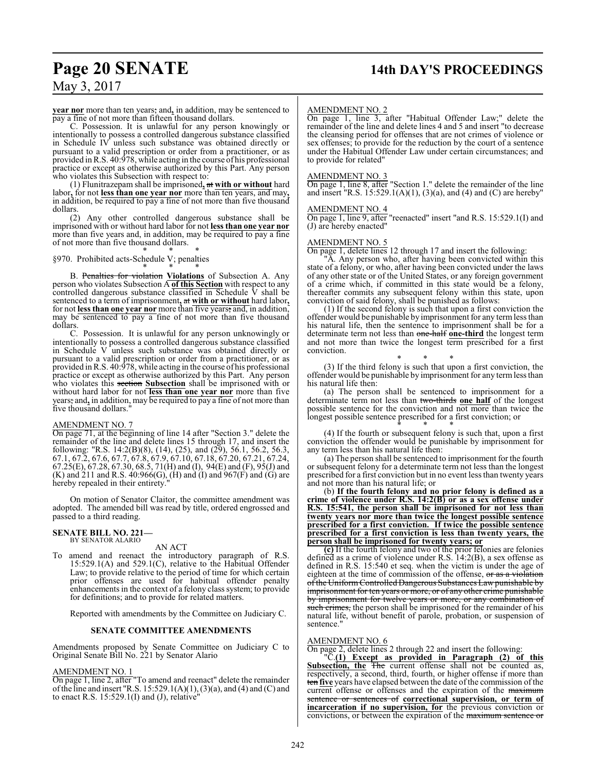**year nor** more than ten years; and**,** in addition, may be sentenced to pay a fine of not more than fifteen thousand dollars.

C. Possession. It is unlawful for any person knowingly or intentionally to possess a controlled dangerous substance classified in Schedule IV unless such substance was obtained directly or pursuant to a valid prescription or order from a practitioner, or as provided in R.S. 40:978, while acting in the course of his professional practice or except as otherwise authorized by this Part. Any person who violates this Subsection with respect to:

(1) Flunitrazepam shall be imprisoned**,** at **with or without** hard labor**,** for not **less than one year nor** more than ten years, and may**,** in addition, be required to pay a fine of not more than five thousand dollars.

(2) Any other controlled dangerous substance shall be imprisoned with or without hard labor for not **less than one year nor** more than five years and, in addition, may be required to pay a fine of not more than five thousand dollars.

\* \* \*

§970. Prohibited acts-Schedule V; penalties

\* \* \*

B. Penalties for violation **Violations** of Subsection A. Any person who violates Subsection A **of this Section** with respect to any controlled dangerous substance classified in Schedule V shall be sentenced to a term of imprisonment**,** at **with or without** hard labor**,** for not **less than one year nor** more than five years; and, in addition, may be sentenced to pay a fine of not more than five thousand dollars.

C. Possession. It is unlawful for any person unknowingly or intentionally to possess a controlled dangerous substance classified in Schedule V unless such substance was obtained directly or pursuant to a valid prescription or order from a practitioner, or as provided in R.S. 40:978, while acting in the course of his professional practice or except as otherwise authorized by this Part. Any person who violates this section **Subsection** shall be imprisoned with or without hard labor for not **less than one year nor** more than five years; and**,** in addition, may be required to pay a fine of not more than five thousand dollars."

AMENDMENT NO. 7

On page 71, at the beginning of line 14 after "Section 3." delete the remainder of the line and delete lines 15 through 17, and insert the following: "R.S. 14:2(B)(8), (14), (25), and (29), 56.1, 56.2, 56.3, 67.1, 67.2, 67.6, 67.7, 67.8, 67.9, 67.10, 67.18, 67.20, 67.21, 67.24, 67.25(E), 67.28, 67.30, 68.5, 71(H) and (I), 94(E) and (F), 95(J) and (K) and 211 and R.S. 40:966(G), (H) and (I) and 967(F) and (G) are hereby repealed in their entirety."

On motion of Senator Claitor, the committee amendment was adopted. The amended bill was read by title, ordered engrossed and passed to a third reading.

**SENATE BILL NO. 221—**
BY SENATOR ALARIO

AN ACT

To amend and reenact the introductory paragraph of R.S. 15:529.1(A) and 529.1(C), relative to the Habitual Offender Law; to provide relative to the period of time for which certain prior offenses are used for habitual offender penalty enhancements in the context of a felony class system; to provide for definitions; and to provide for related matters.

Reported with amendments by the Committee on Judiciary C.

**SENATE COMMITTEE AMENDMENTS**

Amendments proposed by Senate Committee on Judiciary C to Original Senate Bill No. 221 by Senator Alario

AMENDMENT NO. 1

On page 1, line 2, after "To amend and reenact" delete the remainder of the line and insert "R.S. 15:529.1(A)(1), (3)(a), and (4) and (C) and to enact R.S. 15:529.1(I) and (J), relative"

AMENDMENT NO. 2

On page 1, line 3, after "Habitual Offender Law;" delete the remainder of the line and delete lines 4 and 5 and insert "to decrease the cleansing period for offenses that are not crimes of violence or sex offenses; to provide for the reduction by the court of a sentence under the Habitual Offender Law under certain circumstances; and to provide for related"

AMENDMENT NO. 3

On page 1, line 8, after "Section 1." delete the remainder of the line and insert "R.S. 15:529.1(A)(1), (3)(a), and (4) and (C) are hereby"

AMENDMENT NO. 4

On page 1, line 9, after "reenacted" insert "and R.S. 15:529.1(I) and (J) are hereby enacted"

AMENDMENT NO. 5

On page 1, delete lines 12 through 17 and insert the following:

"A. Any person who, after having been convicted within this state of a felony, or who, after having been convicted under the laws of any other state or of the United States, or any foreign government of a crime which, if committed in this state would be a felony, thereafter commits any subsequent felony within this state, upon conviction of said felony, shall be punished as follows:

(1) If the second felony is such that upon a first conviction the offender would be punishable by imprisonment for any term less than his natural life, then the sentence to imprisonment shall be for a determinate term not less than one-half **one-third** the longest term and not more than twice the longest term prescribed for a first conviction.

\* \* \*

(3) If the third felony is such that upon a first conviction, the offender would be punishable by imprisonment for any term less than his natural life then:

(a) The person shall be sentenced to imprisonment for a determinate term not less than two-thirds **one half** of the longest possible sentence for the conviction and not more than twice the longest possible sentence prescribed for a first conviction; or

\* \* \*

(4) If the fourth or subsequent felony is such that, upon a first conviction the offender would be punishable by imprisonment for any term less than his natural life then:

(a) The person shall be sentenced to imprisonment for the fourth or subsequent felony for a determinate term not less than the longest prescribed for a first conviction but in no event less than twenty years and not more than his natural life; or

(b) **If the fourth felony and no prior felony is defined as a crime of violence under R.S. 14:2(B) or as a sex offense under R.S. 15:541, the person shall be imprisoned for not less than twenty years nor more than twice the longest possible sentence prescribed for a first conviction. If twice the possible sentence prescribed for a first conviction is less than twenty years, the person shall be imprisoned for twenty years; or**

**(c)** If the fourth felony and two of the prior felonies are felonies defined as a crime of violence under R.S. 14:2(B), a sex offense as defined in R.S. 15:540 et seq. when the victim is under the age of eighteen at the time of commission of the offense, or as a violation of the Uniform Controlled Dangerous Substances Law punishable by imprisonment for ten years or more, or of any other crime punishable by imprisonment for twelve years or more, or any combination of such crimes, the person shall be imprisoned for the remainder of his natural life, without benefit of parole, probation, or suspension of sentence."

AMENDMENT NO. 6

On page 2, delete lines 2 through 22 and insert the following:

"C.**(1) Except as provided in Paragraph (2) of this Subsection, the** The current offense shall not be counted as, respectively, a second, third, fourth, or higher offense if more than ten **five** years have elapsed between the date of the commission of the current offense or offenses and the expiration of the maximum sentence or sentences of **correctional supervision, or term of incarceration if no supervision, for** the previous conviction or convictions, or between the expiration of the maximum sentence or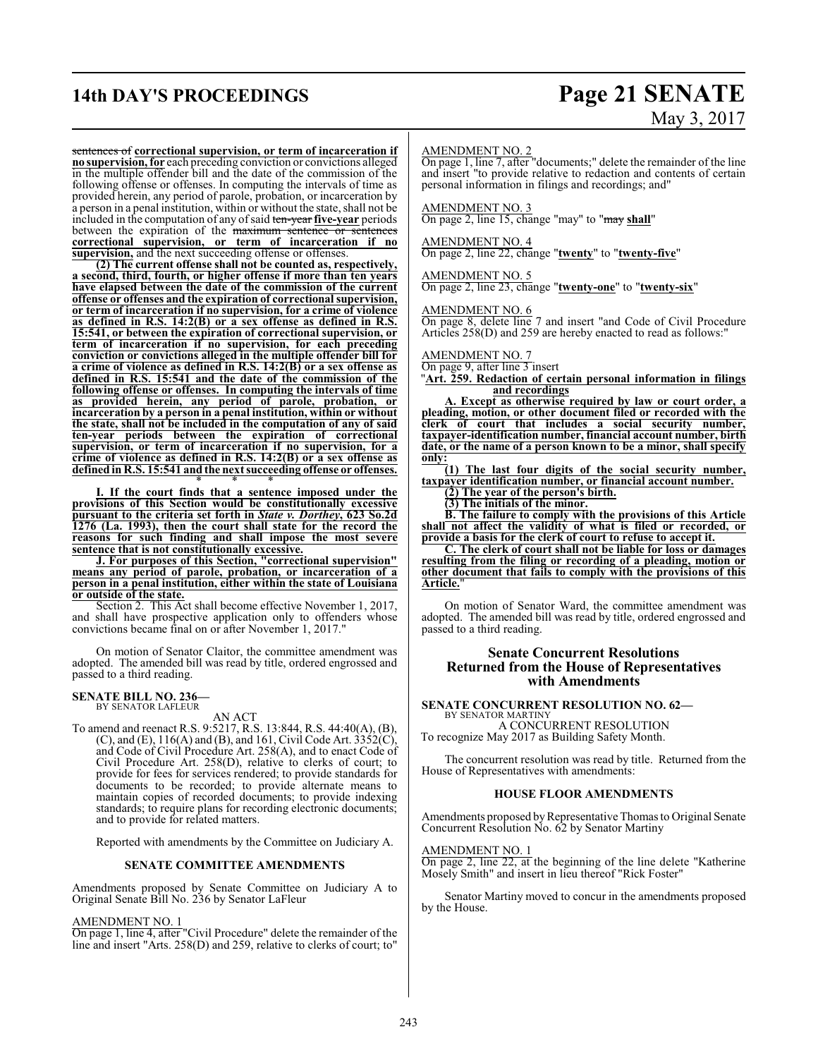~~sentences of~~ **correctional supervision, or term of incarceration if no supervision, for** each preceding conviction or convictions alleged in the multiple offender bill and the date of the commission of the following offense or offenses. In computing the intervals of time as provided herein, any period of parole, probation, or incarceration by a person in a penal institution, within or without the state, shall not be included in the computation of any of said ~~ten-year~~ **five-year** periods between the expiration of the ~~maximum sentence or sentences~~ **correctional supervision, or term of incarceration if no supervision,** and the next succeeding offense or offenses.

**(2) The current offense shall not be counted as, respectively, a second, third, fourth, or higher offense if more than ten years have elapsed between the date of the commission of the current offense or offenses and the expiration of correctional supervision, or term of incarceration if no supervision, for a crime of violence as defined in R.S. 14:2(B) or a sex offense as defined in R.S. 15:541, or between the expiration of correctional supervision, or term of incarceration if no supervision, for each preceding conviction or convictions alleged in the multiple offender bill for a crime of violence as defined in R.S. 14:2(B) or a sex offense as defined in R.S. 15:541 and the date of the commission of the following offense or offenses. In computing the intervals of time as provided herein, any period of parole, probation, or incarceration by a person in a penal institution, within or without the state, shall not be included in the computation of any of said ten-year periods between the expiration of correctional supervision, or term of incarceration if no supervision, for a crime of violence as defined in R.S. 14:2(B) or a sex offense as defined in R.S. 15:541 and the next succeeding offense or offenses.**

\* \* \*

**I. If the court finds that a sentence imposed under the provisions of this Section would be constitutionally excessive pursuant to the criteria set forth in *State v. Dorthey*, 623 So.2d 1276 (La. 1993), then the court shall state for the record the reasons for such finding and shall impose the most severe sentence that is not constitutionally excessive.**

**J. For purposes of this Section, "correctional supervision" means any period of parole, probation, or incarceration of a person in a penal institution, either within the state of Louisiana or outside of the state.**

Section 2. This Act shall become effective November 1, 2017, and shall have prospective application only to offenders whose convictions became final on or after November 1, 2017."

On motion of Senator Claitor, the committee amendment was adopted. The amended bill was read by title, ordered engrossed and passed to a third reading.

**SENATE BILL NO. 236—**
BY SENATOR LAFLEUR

AN ACT

To amend and reenact R.S. 9:5217, R.S. 13:844, R.S. 44:40(A), (B), (C), and (E), 116(A) and (B), and 161, Civil Code Art. 3352(C), and Code of Civil Procedure Art. 258(A), and to enact Code of Civil Procedure Art. 258(D), relative to clerks of court; to provide for fees for services rendered; to provide standards for documents to be recorded; to provide alternate means to maintain copies of recorded documents; to provide indexing standards; to require plans for recording electronic documents; and to provide for related matters.

Reported with amendments by the Committee on Judiciary A.

### SENATE COMMITTEE AMENDMENTS

Amendments proposed by Senate Committee on Judiciary A to Original Senate Bill No. 236 by Senator LaFleur

AMENDMENT NO. 1
On page 1, line 4, after "Civil Procedure" delete the remainder of the line and insert "Arts. 258(D) and 259, relative to clerks of court; to"

AMENDMENT NO. 2
On page 1, line 7, after "documents;" delete the remainder of the line and insert "to provide relative to redaction and contents of certain personal information in filings and recordings; and"

AMENDMENT NO. 3
On page 2, line 15, change "may" to "~~may~~ **shall**"

AMENDMENT NO. 4
On page 2, line 22, change "**twenty**" to "**twenty-five**"

AMENDMENT NO. 5
On page 2, line 23, change "**twenty-one**" to "**twenty-six**"

AMENDMENT NO. 6
On page 8, delete line 7 and insert "and Code of Civil Procedure Articles 258(D) and 259 are hereby enacted to read as follows:"

AMENDMENT NO. 7
On page 9, after line 3 insert

"**Art. 259. Redaction of certain personal information in filings and recordings**

**A. Except as otherwise required by law or court order, a pleading, motion, or other document filed or recorded with the clerk of court that includes a social security number, taxpayer-identification number, financial account number, birth date, or the name of a person known to be a minor, shall specify only:**

**(1) The last four digits of the social security number, taxpayer identification number, or financial account number.**

**(2) The year of the person's birth.**

**(3) The initials of the minor.**

**B. The failure to comply with the provisions of this Article shall not affect the validity of what is filed or recorded, or provide a basis for the clerk of court to refuse to accept it.**

**C. The clerk of court shall not be liable for loss or damages resulting from the filing or recording of a pleading, motion or other document that fails to comply with the provisions of this Article.**"

On motion of Senator Ward, the committee amendment was adopted. The amended bill was read by title, ordered engrossed and passed to a third reading.

## Senate Concurrent Resolutions Returned from the House of Representatives with Amendments

**SENATE CONCURRENT RESOLUTION NO. 62—**
BY SENATOR MARTINY

A CONCURRENT RESOLUTION

To recognize May 2017 as Building Safety Month.

The concurrent resolution was read by title. Returned from the House of Representatives with amendments:

### HOUSE FLOOR AMENDMENTS

Amendments proposed by Representative Thomas to Original Senate Concurrent Resolution No. 62 by Senator Martiny

AMENDMENT NO. 1
On page 2, line 22, at the beginning of the line delete "Katherine Mosely Smith" and insert in lieu thereof "Rick Foster"

Senator Martiny moved to concur in the amendments proposed by the House.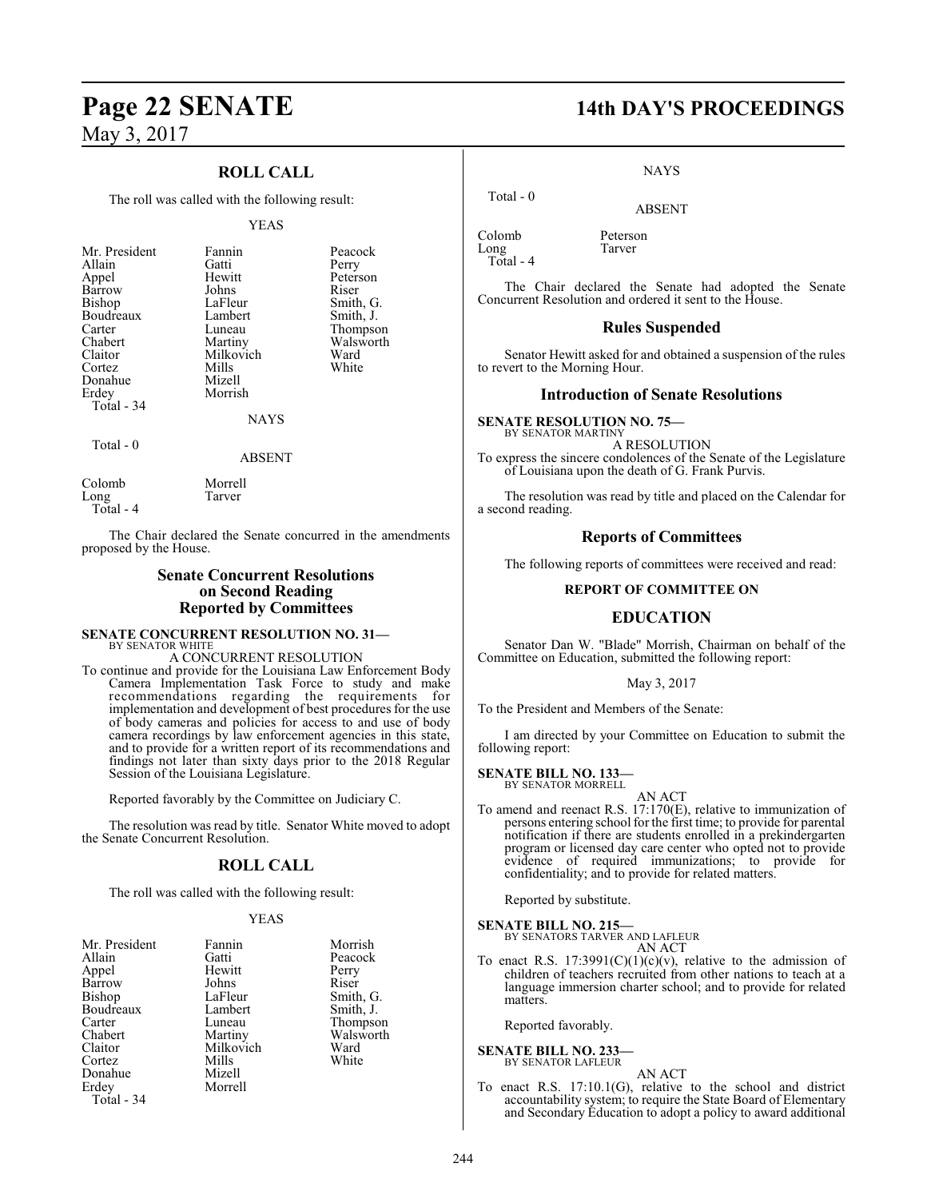## ROLL CALL

The roll was called with the following result:

YEAS

| | | |
|---|---|---|
| Mr. President | Fannin | Peacock |
| Allain | Gatti | Perry |
| Appel | Hewitt | Peterson |
| Barrow | Johns | Riser |
| Bishop | LaFleur | Smith, G. |
| Boudreaux | Lambert | Smith, J. |
| Carter | Luneau | Thompson |
| Chabert | Martiny | Walsworth |
| Claitor | Milkovich | Ward |
| Cortez | Mills | White |
| Donahue | Mizell | |
| Erdey | Morrish | |
| Total - 34 | | |

NAYS

Total - 0

ABSENT

| | |
|---|---|
| Colomb | Morrell |
| Long | Tarver |
| Total - 4 | |

The Chair declared the Senate concurred in the amendments proposed by the House.

## Senate Concurrent Resolutions on Second Reading Reported by Committees

**SENATE CONCURRENT RESOLUTION NO. 31—**
BY SENATOR WHITE

A CONCURRENT RESOLUTION

To continue and provide for the Louisiana Law Enforcement Body Camera Implementation Task Force to study and make recommendations regarding the requirements for implementation and development of best procedures for the use of body cameras and policies for access to and use of body camera recordings by law enforcement agencies in this state, and to provide for a written report of its recommendations and findings not later than sixty days prior to the 2018 Regular Session of the Louisiana Legislature.

Reported favorably by the Committee on Judiciary C.

The resolution was read by title. Senator White moved to adopt the Senate Concurrent Resolution.

## ROLL CALL

The roll was called with the following result:

YEAS

| | | |
|---|---|---|
| Mr. President | Fannin | Morrish |
| Allain | Gatti | Peacock |
| Appel | Hewitt | Perry |
| Barrow | Johns | Riser |
| Bishop | LaFleur | Smith, G. |
| Boudreaux | Lambert | Smith, J. |
| Carter | Luneau | Thompson |
| Chabert | Martiny | Walsworth |
| Claitor | Milkovich | Ward |
| Cortez | Mills | White |
| Donahue | Mizell | |
| Erdey | Morrell | |
| Total - 34 | | |

NAYS

Total - 0

ABSENT

| | |
|---|---|
| Colomb | Peterson |
| Long | Tarver |
| Total - 4 | |

The Chair declared the Senate had adopted the Senate Concurrent Resolution and ordered it sent to the House.

## Rules Suspended

Senator Hewitt asked for and obtained a suspension of the rules to revert to the Morning Hour.

## Introduction of Senate Resolutions

**SENATE RESOLUTION NO. 75—**
BY SENATOR MARTINY

A RESOLUTION

To express the sincere condolences of the Senate of the Legislature of Louisiana upon the death of G. Frank Purvis.

The resolution was read by title and placed on the Calendar for a second reading.

## Reports of Committees

The following reports of committees were received and read:

**REPORT OF COMMITTEE ON**

## EDUCATION

Senator Dan W. "Blade" Morrish, Chairman on behalf of the Committee on Education, submitted the following report:

May 3, 2017

To the President and Members of the Senate:

I am directed by your Committee on Education to submit the following report:

**SENATE BILL NO. 133—**
BY SENATOR MORRELL

AN ACT

To amend and reenact R.S. 17:170(E), relative to immunization of persons entering school for the first time; to provide for parental notification if there are students enrolled in a prekindergarten program or licensed day care center who opted not to provide evidence of required immunizations; to provide for confidentiality; and to provide for related matters.

Reported by substitute.

**SENATE BILL NO. 215—**
BY SENATORS TARVER AND LAFLEUR

AN ACT

To enact R.S. 17:3991(C)(1)(c)(v), relative to the admission of children of teachers recruited from other nations to teach at a language immersion charter school; and to provide for related matters.

Reported favorably.

**SENATE BILL NO. 233—**
BY SENATOR LAFLEUR

AN ACT

To enact R.S. 17:10.1(G), relative to the school and district accountability system; to require the State Board of Elementary and Secondary Education to adopt a policy to award additional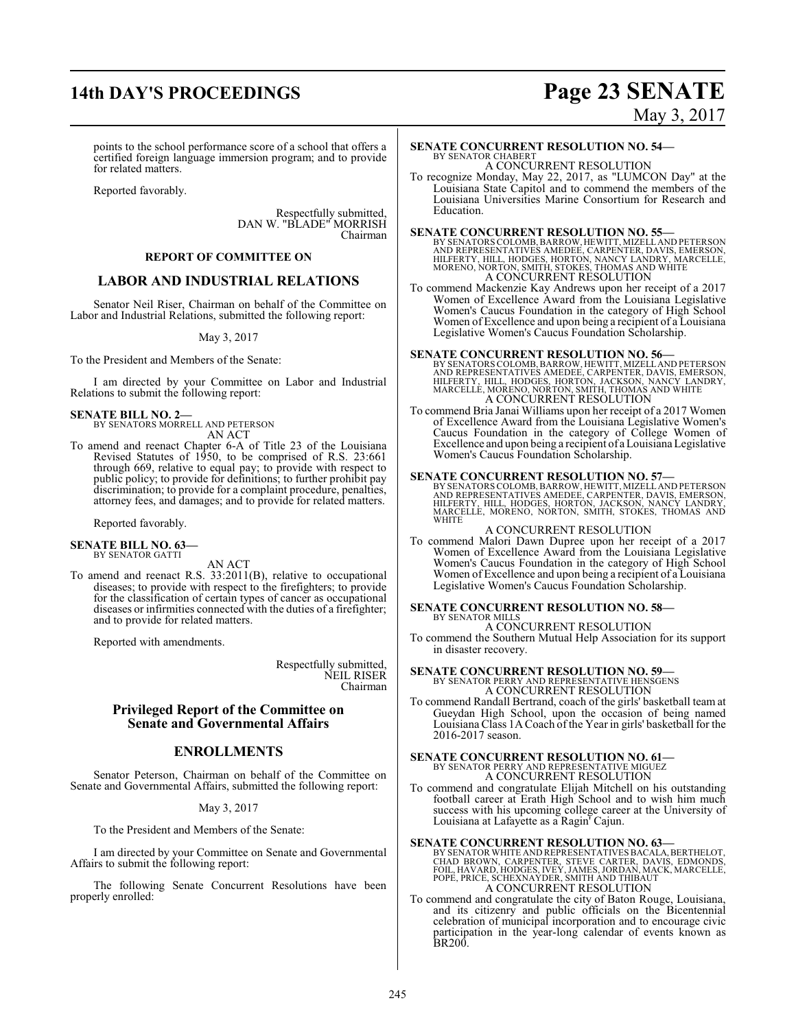points to the school performance score of a school that offers a certified foreign language immersion program; and to provide for related matters.

Reported favorably.

Respectfully submitted,
DAN W. "BLADE" MORRISH
Chairman

**REPORT OF COMMITTEE ON**

## LABOR AND INDUSTRIAL RELATIONS

Senator Neil Riser, Chairman on behalf of the Committee on Labor and Industrial Relations, submitted the following report:

May 3, 2017

To the President and Members of the Senate:

I am directed by your Committee on Labor and Industrial Relations to submit the following report:

**SENATE BILL NO. 2—**
BY SENATORS MORRELL AND PETERSON
AN ACT

To amend and reenact Chapter 6-A of Title 23 of the Louisiana Revised Statutes of 1950, to be comprised of R.S. 23:661 through 669, relative to equal pay; to provide with respect to public policy; to provide for definitions; to further prohibit pay discrimination; to provide for a complaint procedure, penalties, attorney fees, and damages; and to provide for related matters.

Reported favorably.

**SENATE BILL NO. 63—**
BY SENATOR GATTI
AN ACT

To amend and reenact R.S. 33:2011(B), relative to occupational diseases; to provide with respect to the firefighters; to provide for the classification of certain types of cancer as occupational diseases or infirmities connected with the duties of a firefighter; and to provide for related matters.

Reported with amendments.

Respectfully submitted,
NEIL RISER
Chairman

## Privileged Report of the Committee on Senate and Governmental Affairs

## ENROLLMENTS

Senator Peterson, Chairman on behalf of the Committee on Senate and Governmental Affairs, submitted the following report:

May 3, 2017

To the President and Members of the Senate:

I am directed by your Committee on Senate and Governmental Affairs to submit the following report:

The following Senate Concurrent Resolutions have been properly enrolled:

**SENATE CONCURRENT RESOLUTION NO. 54—**
BY SENATOR CHABERT
A CONCURRENT RESOLUTION

To recognize Monday, May 22, 2017, as "LUMCON Day" at the Louisiana State Capitol and to commend the members of the Louisiana Universities Marine Consortium for Research and Education.

**SENATE CONCURRENT RESOLUTION NO. 55—**
BY SENATORS COLOMB, BARROW, HEWITT, MIZELL AND PETERSON AND REPRESENTATIVES AMEDEE, CARPENTER, DAVIS, EMERSON, HILFERTY, HILL, HODGES, HORTON, NANCY LANDRY, MARCELLE, MORENO, NORTON, SMITH, STOKES, THOMAS AND WHITE
A CONCURRENT RESOLUTION

To commend Mackenzie Kay Andrews upon her receipt of a 2017 Women of Excellence Award from the Louisiana Legislative Women's Caucus Foundation in the category of High School Women of Excellence and upon being a recipient of a Louisiana Legislative Women's Caucus Foundation Scholarship.

**SENATE CONCURRENT RESOLUTION NO. 56—**
BY SENATORS COLOMB, BARROW, HEWITT, MIZELL AND PETERSON AND REPRESENTATIVES AMEDEE, CARPENTER, DAVIS, EMERSON, HILFERTY, HILL, HODGES, HORTON, JACKSON, NANCY LANDRY, MARCELLE, MORENO, NORTON, SMITH, THOMAS AND WHITE
A CONCURRENT RESOLUTION

To commend Bria Janai Williams upon her receipt of a 2017 Women of Excellence Award from the Louisiana Legislative Women's Caucus Foundation in the category of College Women of Excellence and upon being a recipient of a Louisiana Legislative Women's Caucus Foundation Scholarship.

**SENATE CONCURRENT RESOLUTION NO. 57—**
BY SENATORS COLOMB, BARROW, HEWITT, MIZELL AND PETERSON AND REPRESENTATIVES AMEDEE, CARPENTER, DAVIS, EMERSON, HILFERTY, HILL, HODGES, HORTON, JACKSON, NANCY LANDRY, MARCELLE, MORENO, NORTON, SMITH, STOKES, THOMAS AND WHITE
A CONCURRENT RESOLUTION

To commend Malori Dawn Dupree upon her receipt of a 2017 Women of Excellence Award from the Louisiana Legislative Women's Caucus Foundation in the category of High School Women of Excellence and upon being a recipient of a Louisiana Legislative Women's Caucus Foundation Scholarship.

**SENATE CONCURRENT RESOLUTION NO. 58—**
BY SENATOR MILLS
A CONCURRENT RESOLUTION

To commend the Southern Mutual Help Association for its support in disaster recovery.

**SENATE CONCURRENT RESOLUTION NO. 59—**
BY SENATOR PERRY AND REPRESENTATIVE HENSGENS
A CONCURRENT RESOLUTION

To commend Randall Bertrand, coach of the girls' basketball team at Gueydan High School, upon the occasion of being named Louisiana Class 1A Coach of the Year in girls' basketball for the 2016-2017 season.

**SENATE CONCURRENT RESOLUTION NO. 61—**
BY SENATOR PERRY AND REPRESENTATIVE MIGUEZ
A CONCURRENT RESOLUTION

To commend and congratulate Elijah Mitchell on his outstanding football career at Erath High School and to wish him much success with his upcoming college career at the University of Louisiana at Lafayette as a Ragin' Cajun.

**SENATE CONCURRENT RESOLUTION NO. 63—**
BY SENATOR WHITE AND REPRESENTATIVES BACALA, BERTHELOT, CHAD BROWN, CARPENTER, STEVE CARTER, DAVIS, EDMONDS, FOIL, HAVARD, HODGES, IVEY, JAMES, JORDAN, MACK, MARCELLE, POPE, PRICE, SCHEXNAYDER, SMITH AND THIBAUT
A CONCURRENT RESOLUTION

To commend and congratulate the city of Baton Rouge, Louisiana, and its citizenry and public officials on the Bicentennial celebration of municipal incorporation and to encourage civic participation in the year-long calendar of events known as BR200.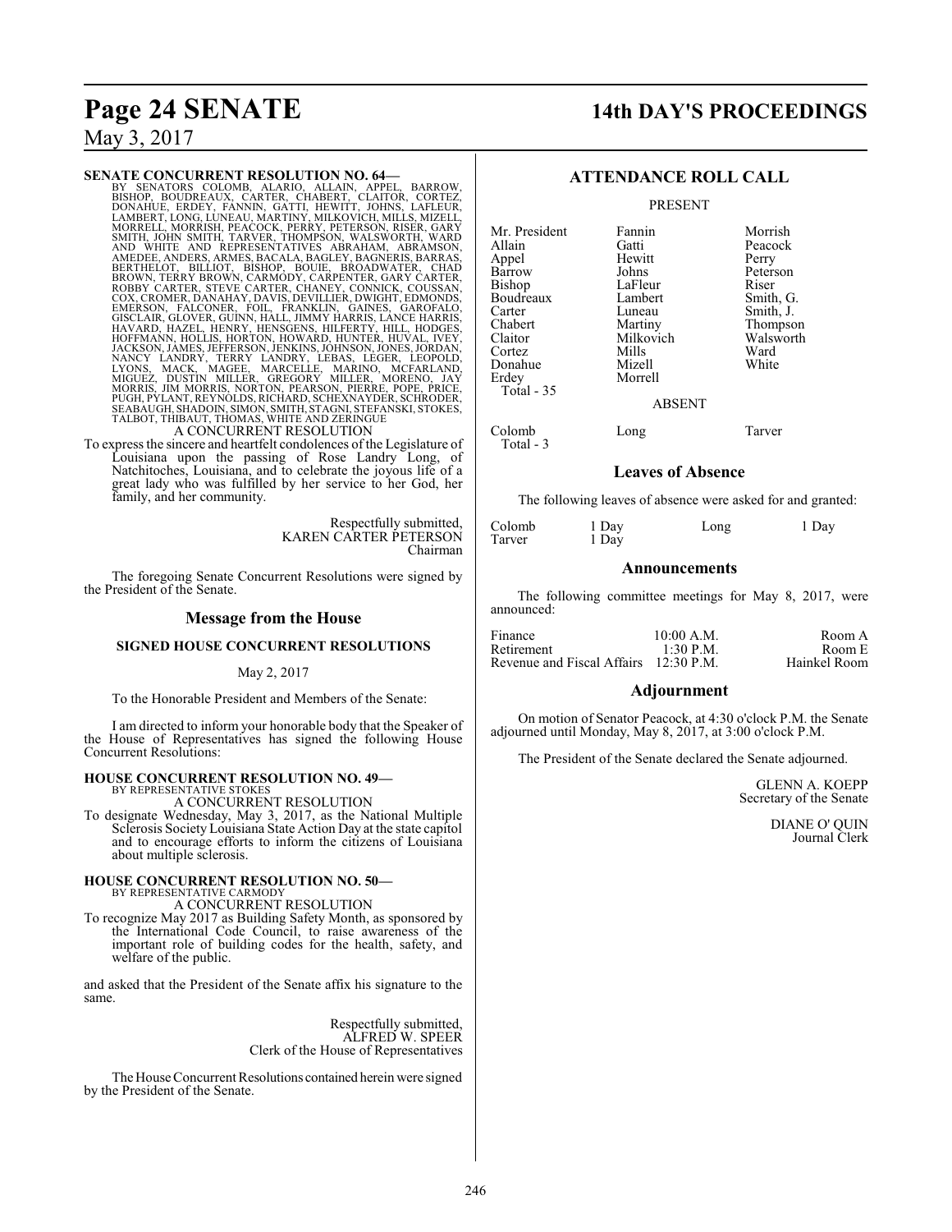**SENATE CONCURRENT RESOLUTION NO. 64—**
BY SENATORS COLOMB, ALARIO, ALLAIN, APPEL, BARROW, BISHOP, BOUDREAUX, CARTER, CHABERT, CLAITOR, CORTEZ, DONAHUE, ERDEY, FANNIN, GATTI, HEWITT, JOHNS, LAFLEUR, LAMBERT, LONG, LUNEAU, MARTINY, MILKOVICH, MILLS, MIZELL, MORRELL, MORRISH, PEACOCK, PERRY, PETERSON, RISER, GARY SMITH, JOHN SMITH, TARVER, THOMPSON, WALSWORTH, WARD AND WHITE AND REPRESENTATIVES ABRAHAM, ABRAMSON, AMEDEE, ANDERS, ARMES, BACALA, BAGLEY, BAGNERIS, BARRAS, BERTHELOT, BILLIOT, BISHOP, BOUIE, BROADWATER, CHAD BROWN, TERRY BROWN, CARMODY, CARPENTER, GARY CARTER, ROBBY CARTER, STEVE CARTER, CHANEY, CONNICK, COUSSAN, COX, CROMER, DANAHAY, DAVIS, DEVILLIER, DWIGHT, EDMONDS, EMERSON, FALCONER, FOIL, FRANKLIN, GAINES, GAROFALO, GISCLAIR, GLOVER, GUINN, HALL, JIMMY HARRIS, LANCE HARRIS, HAVARD, HAZEL, HENRY, HENSGENS, HILFERTY, HILL, HODGES, HOFFMANN, HOLLIS, HORTON, HOWARD, HUNTER, HUVAL, IVEY, JACKSON, JAMES, JEFFERSON, JENKINS, JOHNSON, JONES, JORDAN, NANCY LANDRY, TERRY LANDRY, LEBAS, LEGER, LEOPOLD, LYONS, MACK, MAGEE, MARCELLE, MARINO, MCFARLAND, MIGUEZ, DUSTIN MILLER, GREGORY MILLER, MORENO, JAY MORRIS, JIM MORRIS, NORTON, PEARSON, PIERRE, POPE, PRICE, PUGH, PYLANT, REYNOLDS, RICHARD, SCHEXNAYDER, SCHRODER, SEABAUGH, SHADOIN, SIMON, SMITH, STAGNI, STEFANSKI, STOKES, TALBOT, THIBAUT, THOMAS, WHITE AND ZERINGUE

A CONCURRENT RESOLUTION

To express the sincere and heartfelt condolences of the Legislature of Louisiana upon the passing of Rose Landry Long, of Natchitoches, Louisiana, and to celebrate the joyous life of a great lady who was fulfilled by her service to her God, her family, and her community.

Respectfully submitted,
KAREN CARTER PETERSON
Chairman

The foregoing Senate Concurrent Resolutions were signed by the President of the Senate.

## Message from the House

### SIGNED HOUSE CONCURRENT RESOLUTIONS

May 2, 2017

To the Honorable President and Members of the Senate:

I am directed to inform your honorable body that the Speaker of the House of Representatives has signed the following House Concurrent Resolutions:

**HOUSE CONCURRENT RESOLUTION NO. 49—**
BY REPRESENTATIVE STOKES

A CONCURRENT RESOLUTION

To designate Wednesday, May 3, 2017, as the National Multiple Sclerosis Society Louisiana State Action Day at the state capitol and to encourage efforts to inform the citizens of Louisiana about multiple sclerosis.

**HOUSE CONCURRENT RESOLUTION NO. 50—**
BY REPRESENTATIVE CARMODY

A CONCURRENT RESOLUTION

To recognize May 2017 as Building Safety Month, as sponsored by the International Code Council, to raise awareness of the important role of building codes for the health, safety, and welfare of the public.

and asked that the President of the Senate affix his signature to the same.

Respectfully submitted,
ALFRED W. SPEER
Clerk of the House of Representatives

The House Concurrent Resolutions contained herein were signed by the President of the Senate.

## ATTENDANCE ROLL CALL

PRESENT

| | | |
|---|---|---|
| Mr. President | Fannin | Morrish |
| Allain | Gatti | Peacock |
| Appel | Hewitt | Perry |
| Barrow | Johns | Peterson |
| Bishop | LaFleur | Riser |
| Boudreaux | Lambert | Smith, G. |
| Carter | Luneau | Smith, J. |
| Chabert | Martiny | Thompson |
| Claitor | Milkovich | Walsworth |
| Cortez | Mills | Ward |
| Donahue | Mizell | White |
| Erdey | Morrell | |
| Total - 35 | | |

ABSENT

| | | |
|---|---|---|
| Colomb | Long | Tarver |
| Total - 3 | | |

## Leaves of Absence

The following leaves of absence were asked for and granted:

| | | | |
|---|---|---|---|
| Colomb | 1 Day | Long | 1 Day |
| Tarver | 1 Day | | |

## Announcements

The following committee meetings for May 8, 2017, were announced:

| | | |
|---|---|---|
| Finance | 10:00 A.M. | Room A |
| Retirement | 1:30 P.M. | Room E |
| Revenue and Fiscal Affairs | 12:30 P.M. | Hainkel Room |

## Adjournment

On motion of Senator Peacock, at 4:30 o'clock P.M. the Senate adjourned until Monday, May 8, 2017, at 3:00 o'clock P.M.

The President of the Senate declared the Senate adjourned.

GLENN A. KOEPP
Secretary of the Senate

DIANE O' QUIN
Journal Clerk